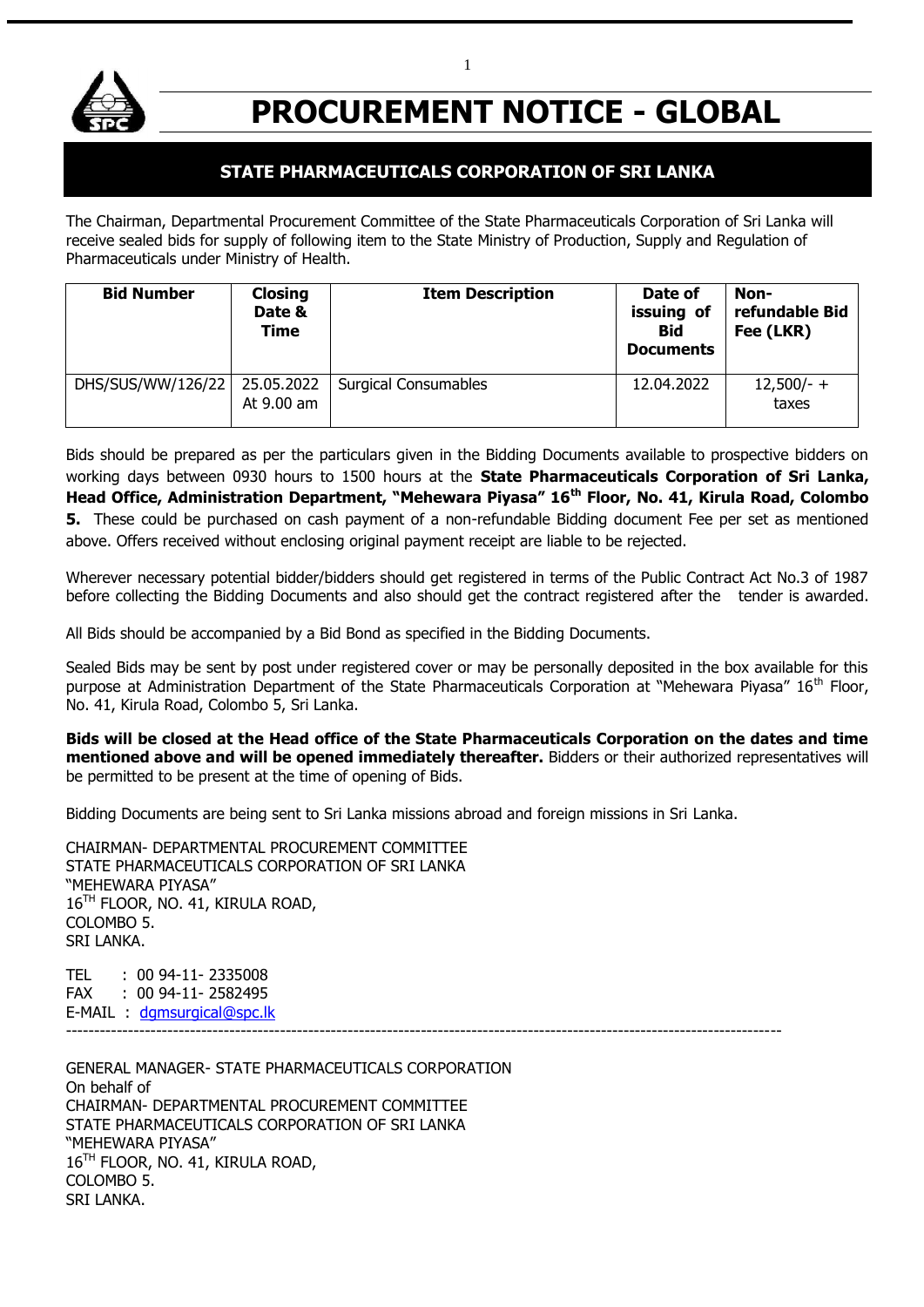# PROCUREMENT NOTICE - GLOBAL

## STATE PHARMACEUTICALS CORPORATION OF SRI LANKA

The Chairman, Departmental Procurement Committee of the State Pharmaceuticals Corporation of Sri Lanka will receive sealed bids for supply of following item to the State Ministry of Production, Supply and Regulation of Pharmaceuticals under Ministry of Health.

| Bid Number | Closing Date & Time | Item Description | Date of issuing of Bid Documents | Non-refundable Bid Fee (LKR) |
|---|---|---|---|---|
| DHS/SUS/WW/126/22 | 25.05.2022 At 9.00 am | Surgical Consumables | 12.04.2022 | 12,500/- + taxes |

Bids should be prepared as per the particulars given in the Bidding Documents available to prospective bidders on working days between 0930 hours to 1500 hours at the **State Pharmaceuticals Corporation of Sri Lanka, Head Office, Administration Department, "Mehewara Piyasa" 16th Floor, No. 41, Kirula Road, Colombo 5.** These could be purchased on cash payment of a non-refundable Bidding document Fee per set as mentioned above. Offers received without enclosing original payment receipt are liable to be rejected.

Wherever necessary potential bidder/bidders should get registered in terms of the Public Contract Act No.3 of 1987 before collecting the Bidding Documents and also should get the contract registered after the tender is awarded.

All Bids should be accompanied by a Bid Bond as specified in the Bidding Documents.

Sealed Bids may be sent by post under registered cover or may be personally deposited in the box available for this purpose at Administration Department of the State Pharmaceuticals Corporation at "Mehewara Piyasa" 16th Floor, No. 41, Kirula Road, Colombo 5, Sri Lanka.

**Bids will be closed at the Head office of the State Pharmaceuticals Corporation on the dates and time mentioned above and will be opened immediately thereafter.** Bidders or their authorized representatives will be permitted to be present at the time of opening of Bids.

Bidding Documents are being sent to Sri Lanka missions abroad and foreign missions in Sri Lanka.

CHAIRMAN- DEPARTMENTAL PROCUREMENT COMMITTEE
STATE PHARMACEUTICALS CORPORATION OF SRI LANKA
"MEHEWARA PIYASA"
16TH FLOOR, NO. 41, KIRULA ROAD,
COLOMBO 5.
SRI LANKA.

TEL : 00 94-11- 2335008
FAX : 00 94-11- 2582495
E-MAIL : dgmsurgical@spc.lk

---

GENERAL MANAGER- STATE PHARMACEUTICALS CORPORATION
On behalf of
CHAIRMAN- DEPARTMENTAL PROCUREMENT COMMITTEE
STATE PHARMACEUTICALS CORPORATION OF SRI LANKA
"MEHEWARA PIYASA"
16TH FLOOR, NO. 41, KIRULA ROAD,
COLOMBO 5.
SRI LANKA.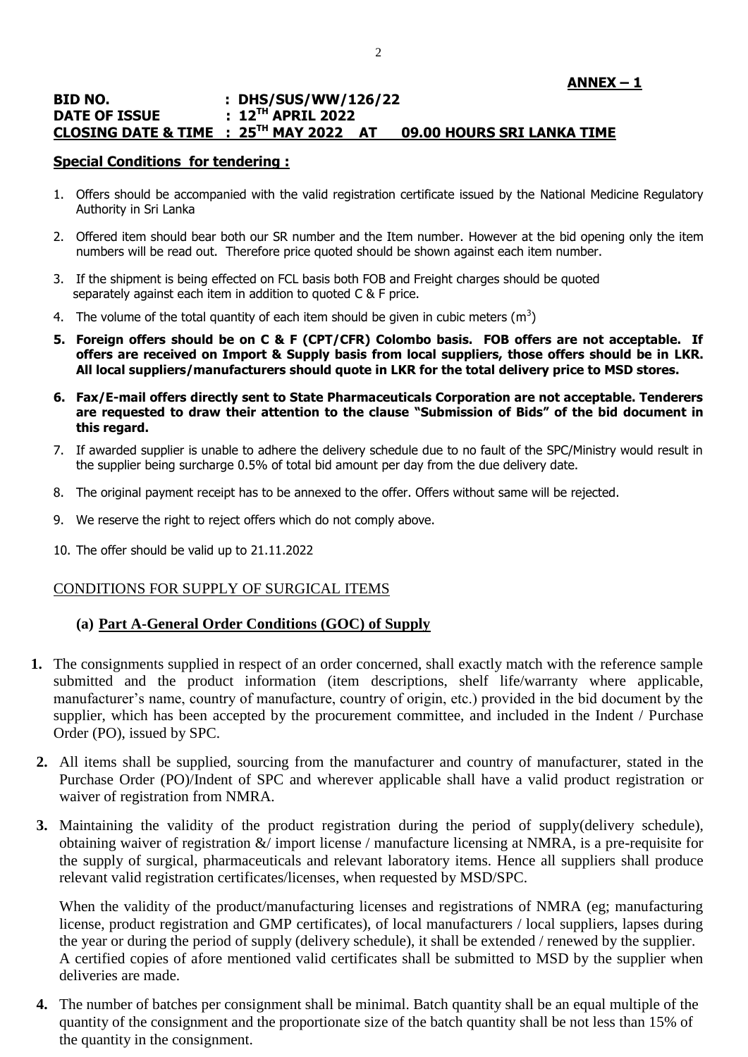**ANNEX – 1**

**BID NO. : DHS/SUS/WW/126/22**
**DATE OF ISSUE : 12TH APRIL 2022**
**CLOSING DATE & TIME : 25TH MAY 2022 AT 09.00 HOURS SRI LANKA TIME**

**Special Conditions for tendering :**

1. Offers should be accompanied with the valid registration certificate issued by the National Medicine Regulatory Authority in Sri Lanka
2. Offered item should bear both our SR number and the Item number. However at the bid opening only the item numbers will be read out. Therefore price quoted should be shown against each item number.
3. If the shipment is being effected on FCL basis both FOB and Freight charges should be quoted separately against each item in addition to quoted C & F price.
4. The volume of the total quantity of each item should be given in cubic meters ($m^3$)
5. **Foreign offers should be on C & F (CPT/CFR) Colombo basis. FOB offers are not acceptable. If offers are received on Import & Supply basis from local suppliers, those offers should be in LKR. All local suppliers/manufacturers should quote in LKR for the total delivery price to MSD stores.**
6. **Fax/E-mail offers directly sent to State Pharmaceuticals Corporation are not acceptable. Tenderers are requested to draw their attention to the clause "Submission of Bids" of the bid document in this regard.**
7. If awarded supplier is unable to adhere the delivery schedule due to no fault of the SPC/Ministry would result in the supplier being surcharge 0.5% of total bid amount per day from the due delivery date.
8. The original payment receipt has to be annexed to the offer. Offers without same will be rejected.
9. We reserve the right to reject offers which do not comply above.
10. The offer should be valid up to 21.11.2022

CONDITIONS FOR SUPPLY OF SURGICAL ITEMS

**(a) Part A-General Order Conditions (GOC) of Supply**

1. The consignments supplied in respect of an order concerned, shall exactly match with the reference sample submitted and the product information (item descriptions, shelf life/warranty where applicable, manufacturer's name, country of manufacture, country of origin, etc.) provided in the bid document by the supplier, which has been accepted by the procurement committee, and included in the Indent / Purchase Order (PO), issued by SPC.
2. All items shall be supplied, sourcing from the manufacturer and country of manufacturer, stated in the Purchase Order (PO)/Indent of SPC and wherever applicable shall have a valid product registration or waiver of registration from NMRA.
3. Maintaining the validity of the product registration during the period of supply(delivery schedule), obtaining waiver of registration &/ import license / manufacture licensing at NMRA, is a pre-requisite for the supply of surgical, pharmaceuticals and relevant laboratory items. Hence all suppliers shall produce relevant valid registration certificates/licenses, when requested by MSD/SPC.

   When the validity of the product/manufacturing licenses and registrations of NMRA (eg; manufacturing license, product registration and GMP certificates), of local manufacturers / local suppliers, lapses during the year or during the period of supply (delivery schedule), it shall be extended / renewed by the supplier. A certified copies of afore mentioned valid certificates shall be submitted to MSD by the supplier when deliveries are made.
4. The number of batches per consignment shall be minimal. Batch quantity shall be an equal multiple of the quantity of the consignment and the proportionate size of the batch quantity shall be not less than 15% of the quantity in the consignment.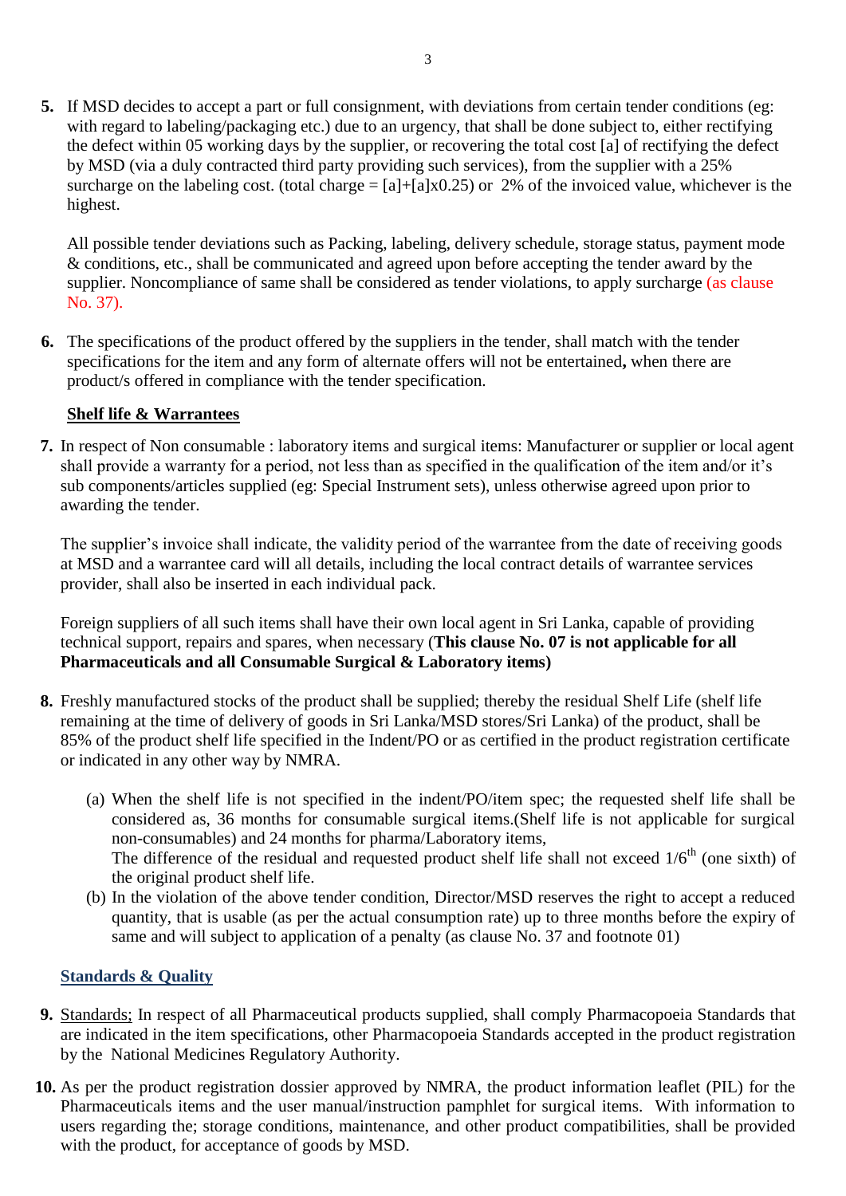5. If MSD decides to accept a part or full consignment, with deviations from certain tender conditions (eg: with regard to labeling/packaging etc.) due to an urgency, that shall be done subject to, either rectifying the defect within 05 working days by the supplier, or recovering the total cost [a] of rectifying the defect by MSD (via a duly contracted third party providing such services), from the supplier with a 25% surcharge on the labeling cost. (total charge = [a]+[a]x0.25) or 2% of the invoiced value, whichever is the highest.

   All possible tender deviations such as Packing, labeling, delivery schedule, storage status, payment mode & conditions, etc., shall be communicated and agreed upon before accepting the tender award by the supplier. Noncompliance of same shall be considered as tender violations, to apply surcharge (as clause No. 37).

6. The specifications of the product offered by the suppliers in the tender, shall match with the tender specifications for the item and any form of alternate offers will not be entertained**,** when there are product/s offered in compliance with the tender specification.

**Shelf life & Warrantees**

7. In respect of Non consumable : laboratory items and surgical items: Manufacturer or supplier or local agent shall provide a warranty for a period, not less than as specified in the qualification of the item and/or it's sub components/articles supplied (eg: Special Instrument sets), unless otherwise agreed upon prior to awarding the tender.

   The supplier's invoice shall indicate, the validity period of the warrantee from the date of receiving goods at MSD and a warrantee card will all details, including the local contract details of warrantee services provider, shall also be inserted in each individual pack.

   Foreign suppliers of all such items shall have their own local agent in Sri Lanka, capable of providing technical support, repairs and spares, when necessary (**This clause No. 07 is not applicable for all Pharmaceuticals and all Consumable Surgical & Laboratory items)**

8. Freshly manufactured stocks of the product shall be supplied; thereby the residual Shelf Life (shelf life remaining at the time of delivery of goods in Sri Lanka/MSD stores/Sri Lanka) of the product, shall be 85% of the product shelf life specified in the Indent/PO or as certified in the product registration certificate or indicated in any other way by NMRA.

   (a) When the shelf life is not specified in the indent/PO/item spec; the requested shelf life shall be considered as, 36 months for consumable surgical items.(Shelf life is not applicable for surgical non-consumables) and 24 months for pharma/Laboratory items,
   The difference of the residual and requested product shelf life shall not exceed $1/6^{th}$ (one sixth) of the original product shelf life.

   (b) In the violation of the above tender condition, Director/MSD reserves the right to accept a reduced quantity, that is usable (as per the actual consumption rate) up to three months before the expiry of same and will subject to application of a penalty (as clause No. 37 and footnote 01)

**Standards & Quality**

9. Standards; In respect of all Pharmaceutical products supplied, shall comply Pharmacopoeia Standards that are indicated in the item specifications, other Pharmacopoeia Standards accepted in the product registration by the National Medicines Regulatory Authority.

10. As per the product registration dossier approved by NMRA, the product information leaflet (PIL) for the Pharmaceuticals items and the user manual/instruction pamphlet for surgical items. With information to users regarding the; storage conditions, maintenance, and other product compatibilities, shall be provided with the product, for acceptance of goods by MSD.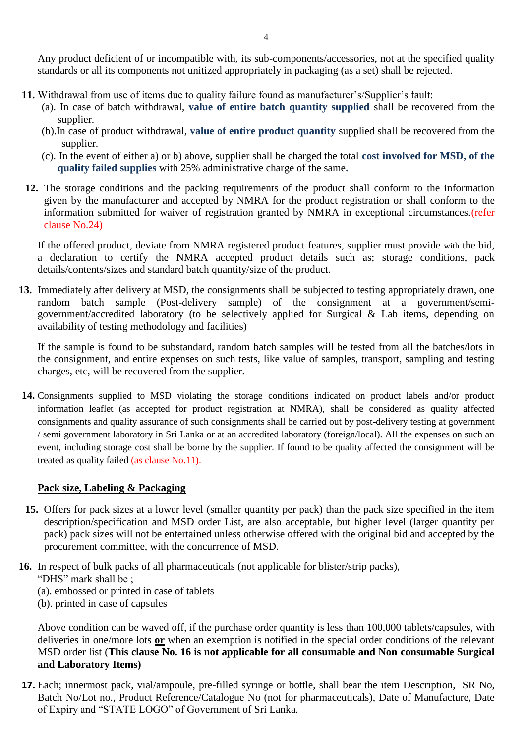Any product deficient of or incompatible with, its sub-components/accessories, not at the specified quality standards or all its components not unitized appropriately in packaging (as a set) shall be rejected.

**11.** Withdrawal from use of items due to quality failure found as manufacturer's/Supplier's fault:

(a). In case of batch withdrawal, **value of entire batch quantity supplied** shall be recovered from the supplier.

(b).In case of product withdrawal, **value of entire product quantity** supplied shall be recovered from the supplier.

(c). In the event of either a) or b) above, supplier shall be charged the total **cost involved for MSD, of the quality failed supplies** with 25% administrative charge of the same**.**

**12.** The storage conditions and the packing requirements of the product shall conform to the information given by the manufacturer and accepted by NMRA for the product registration or shall conform to the information submitted for waiver of registration granted by NMRA in exceptional circumstances.(refer clause No.24)

If the offered product, deviate from NMRA registered product features, supplier must provide with the bid, a declaration to certify the NMRA accepted product details such as; storage conditions, pack details/contents/sizes and standard batch quantity/size of the product.

**13.** Immediately after delivery at MSD, the consignments shall be subjected to testing appropriately drawn, one random batch sample (Post-delivery sample) of the consignment at a government/semi-government/accredited laboratory (to be selectively applied for Surgical & Lab items, depending on availability of testing methodology and facilities)

If the sample is found to be substandard, random batch samples will be tested from all the batches/lots in the consignment, and entire expenses on such tests, like value of samples, transport, sampling and testing charges, etc, will be recovered from the supplier.

**14.** Consignments supplied to MSD violating the storage conditions indicated on product labels and/or product information leaflet (as accepted for product registration at NMRA), shall be considered as quality affected consignments and quality assurance of such consignments shall be carried out by post-delivery testing at government / semi government laboratory in Sri Lanka or at an accredited laboratory (foreign/local). All the expenses on such an event, including storage cost shall be borne by the supplier. If found to be quality affected the consignment will be treated as quality failed (as clause No.11).

**<u>Pack size, Labeling & Packaging</u>**

**15.** Offers for pack sizes at a lower level (smaller quantity per pack) than the pack size specified in the item description/specification and MSD order List, are also acceptable, but higher level (larger quantity per pack) pack sizes will not be entertained unless otherwise offered with the original bid and accepted by the procurement committee, with the concurrence of MSD.

**16.** In respect of bulk packs of all pharmaceuticals (not applicable for blister/strip packs), "DHS" mark shall be ;

(a). embossed or printed in case of tablets

(b). printed in case of capsules

Above condition can be waved off, if the purchase order quantity is less than 100,000 tablets/capsules, with deliveries in one/more lots **<u>or</u>** when an exemption is notified in the special order conditions of the relevant MSD order list (**This clause No. 16 is not applicable for all consumable and Non consumable Surgical and Laboratory Items)**

**17.** Each; innermost pack, vial/ampoule, pre-filled syringe or bottle, shall bear the item Description, SR No, Batch No/Lot no., Product Reference/Catalogue No (not for pharmaceuticals), Date of Manufacture, Date of Expiry and "STATE LOGO" of Government of Sri Lanka.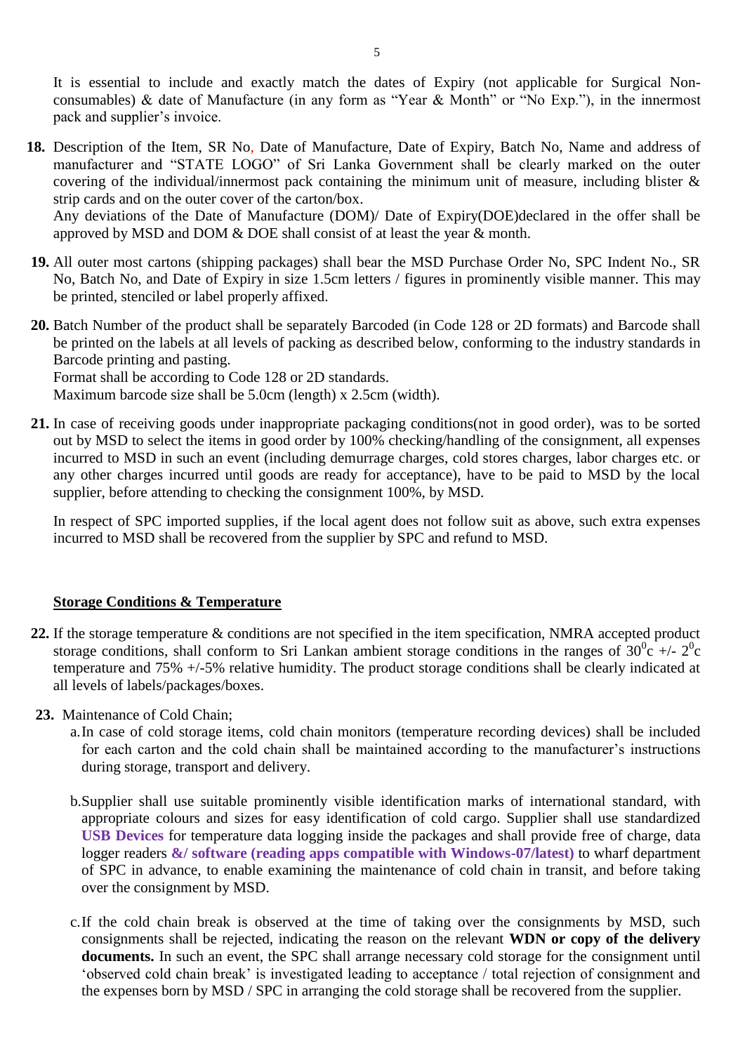It is essential to include and exactly match the dates of Expiry (not applicable for Surgical Non-consumables) & date of Manufacture (in any form as "Year & Month" or "No Exp."), in the innermost pack and supplier's invoice.

**18.** Description of the Item, SR No, Date of Manufacture, Date of Expiry, Batch No, Name and address of manufacturer and "STATE LOGO" of Sri Lanka Government shall be clearly marked on the outer covering of the individual/innermost pack containing the minimum unit of measure, including blister & strip cards and on the outer cover of the carton/box.
Any deviations of the Date of Manufacture (DOM)/ Date of Expiry(DOE)declared in the offer shall be approved by MSD and DOM & DOE shall consist of at least the year & month.

**19.** All outer most cartons (shipping packages) shall bear the MSD Purchase Order No, SPC Indent No., SR No, Batch No, and Date of Expiry in size 1.5cm letters / figures in prominently visible manner. This may be printed, stenciled or label properly affixed.

**20.** Batch Number of the product shall be separately Barcoded (in Code 128 or 2D formats) and Barcode shall be printed on the labels at all levels of packing as described below, conforming to the industry standards in Barcode printing and pasting.
Format shall be according to Code 128 or 2D standards.
Maximum barcode size shall be 5.0cm (length) x 2.5cm (width).

**21.** In case of receiving goods under inappropriate packaging conditions(not in good order), was to be sorted out by MSD to select the items in good order by 100% checking/handling of the consignment, all expenses incurred to MSD in such an event (including demurrage charges, cold stores charges, labor charges etc. or any other charges incurred until goods are ready for acceptance), have to be paid to MSD by the local supplier, before attending to checking the consignment 100%, by MSD.

In respect of SPC imported supplies, if the local agent does not follow suit as above, such extra expenses incurred to MSD shall be recovered from the supplier by SPC and refund to MSD.

## Storage Conditions & Temperature

**22.** If the storage temperature & conditions are not specified in the item specification, NMRA accepted product storage conditions, shall conform to Sri Lankan ambient storage conditions in the ranges of $30^0$c +/- $2^0$c temperature and 75% +/-5% relative humidity. The product storage conditions shall be clearly indicated at all levels of labels/packages/boxes.

**23.** Maintenance of Cold Chain;

a. In case of cold storage items, cold chain monitors (temperature recording devices) shall be included for each carton and the cold chain shall be maintained according to the manufacturer's instructions during storage, transport and delivery.

b. Supplier shall use suitable prominently visible identification marks of international standard, with appropriate colours and sizes for easy identification of cold cargo. Supplier shall use standardized **USB Devices** for temperature data logging inside the packages and shall provide free of charge, data logger readers **&/ software (reading apps compatible with Windows-07/latest)** to wharf department of SPC in advance, to enable examining the maintenance of cold chain in transit, and before taking over the consignment by MSD.

c. If the cold chain break is observed at the time of taking over the consignments by MSD, such consignments shall be rejected, indicating the reason on the relevant **WDN or copy of the delivery documents.** In such an event, the SPC shall arrange necessary cold storage for the consignment until 'observed cold chain break' is investigated leading to acceptance / total rejection of consignment and the expenses born by MSD / SPC in arranging the cold storage shall be recovered from the supplier.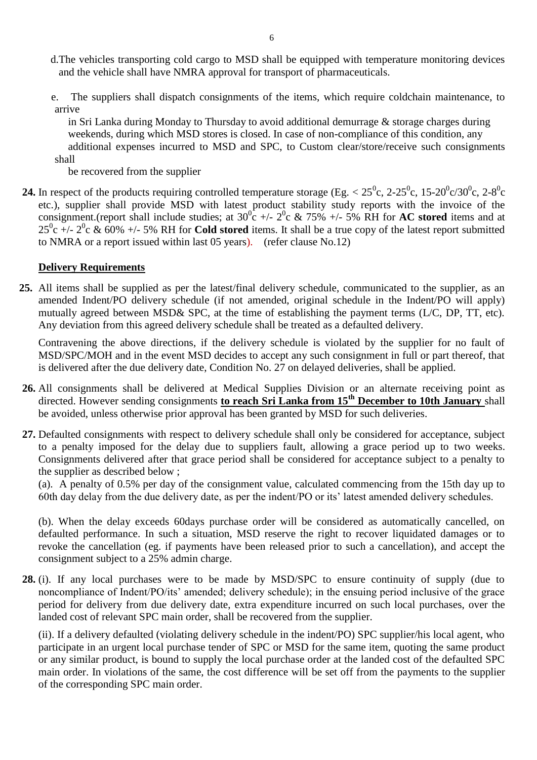d. The vehicles transporting cold cargo to MSD shall be equipped with temperature monitoring devices and the vehicle shall have NMRA approval for transport of pharmaceuticals.

e. The suppliers shall dispatch consignments of the items, which require coldchain maintenance, to arrive in Sri Lanka during Monday to Thursday to avoid additional demurrage & storage charges during weekends, during which MSD stores is closed. In case of non-compliance of this condition, any additional expenses incurred to MSD and SPC, to Custom clear/store/receive such consignments shall be recovered from the supplier

**24.** In respect of the products requiring controlled temperature storage (Eg. < $25^0$c, 2-$25^0$c, 15-$20^0$c/$30^0$c, 2-$8^0$c etc.), supplier shall provide MSD with latest product stability study reports with the invoice of the consignment.(report shall include studies; at $30^0$c +/- $2^0$c & 75% +/- 5% RH for **AC stored** items and at $25^0$c +/- $2^0$c & 60% +/- 5% RH for **Cold stored** items. It shall be a true copy of the latest report submitted to NMRA or a report issued within last 05 years). (refer clause No.12)

## <u>Delivery Requirements</u>

**25.** All items shall be supplied as per the latest/final delivery schedule, communicated to the supplier, as an amended Indent/PO delivery schedule (if not amended, original schedule in the Indent/PO will apply) mutually agreed between MSD& SPC, at the time of establishing the payment terms (L/C, DP, TT, etc). Any deviation from this agreed delivery schedule shall be treated as a defaulted delivery.

Contravening the above directions, if the delivery schedule is violated by the supplier for no fault of MSD/SPC/MOH and in the event MSD decides to accept any such consignment in full or part thereof, that is delivered after the due delivery date, Condition No. 27 on delayed deliveries, shall be applied.

**26.** All consignments shall be delivered at Medical Supplies Division or an alternate receiving point as directed. However sending consignments **<u>to reach Sri Lanka from 15th December to 10th January</u>** shall be avoided, unless otherwise prior approval has been granted by MSD for such deliveries.

**27.** Defaulted consignments with respect to delivery schedule shall only be considered for acceptance, subject to a penalty imposed for the delay due to suppliers fault, allowing a grace period up to two weeks. Consignments delivered after that grace period shall be considered for acceptance subject to a penalty to the supplier as described below ;

(a). A penalty of 0.5% per day of the consignment value, calculated commencing from the 15th day up to 60th day delay from the due delivery date, as per the indent/PO or its' latest amended delivery schedules.

(b). When the delay exceeds 60days purchase order will be considered as automatically cancelled, on defaulted performance. In such a situation, MSD reserve the right to recover liquidated damages or to revoke the cancellation (eg. if payments have been released prior to such a cancellation), and accept the consignment subject to a 25% admin charge.

**28.** (i). If any local purchases were to be made by MSD/SPC to ensure continuity of supply (due to noncompliance of Indent/PO/its' amended; delivery schedule); in the ensuing period inclusive of the grace period for delivery from due delivery date, extra expenditure incurred on such local purchases, over the landed cost of relevant SPC main order, shall be recovered from the supplier.

(ii). If a delivery defaulted (violating delivery schedule in the indent/PO) SPC supplier/his local agent, who participate in an urgent local purchase tender of SPC or MSD for the same item, quoting the same product or any similar product, is bound to supply the local purchase order at the landed cost of the defaulted SPC main order. In violations of the same, the cost difference will be set off from the payments to the supplier of the corresponding SPC main order.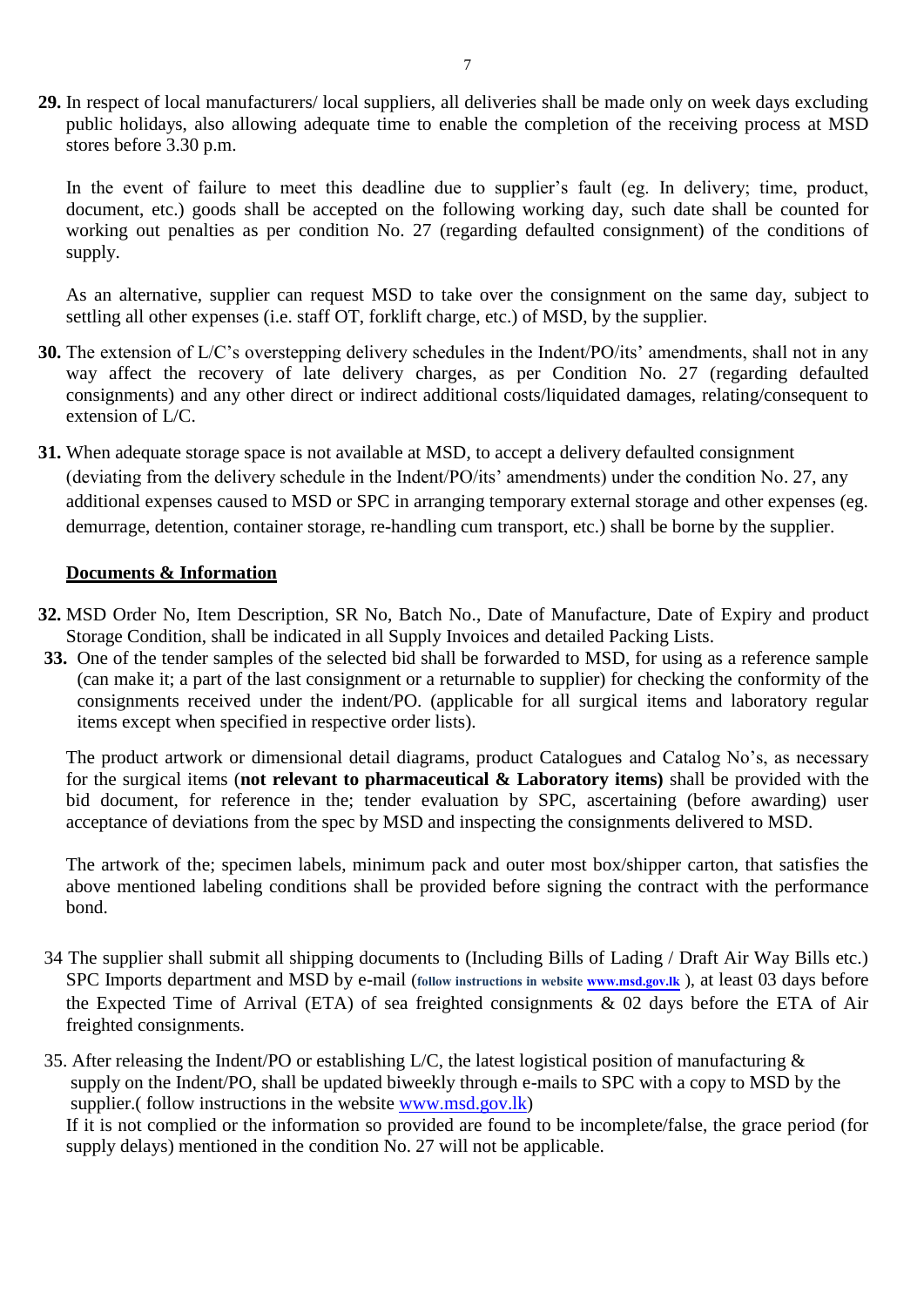**29.** In respect of local manufacturers/ local suppliers, all deliveries shall be made only on week days excluding public holidays, also allowing adequate time to enable the completion of the receiving process at MSD stores before 3.30 p.m.

In the event of failure to meet this deadline due to supplier's fault (eg. In delivery; time, product, document, etc.) goods shall be accepted on the following working day, such date shall be counted for working out penalties as per condition No. 27 (regarding defaulted consignment) of the conditions of supply.

As an alternative, supplier can request MSD to take over the consignment on the same day, subject to settling all other expenses (i.e. staff OT, forklift charge, etc.) of MSD, by the supplier.

**30.** The extension of L/C's overstepping delivery schedules in the Indent/PO/its' amendments, shall not in any way affect the recovery of late delivery charges, as per Condition No. 27 (regarding defaulted consignments) and any other direct or indirect additional costs/liquidated damages, relating/consequent to extension of L/C.

**31.** When adequate storage space is not available at MSD, to accept a delivery defaulted consignment (deviating from the delivery schedule in the Indent/PO/its' amendments) under the condition No. 27, any additional expenses caused to MSD or SPC in arranging temporary external storage and other expenses (eg. demurrage, detention, container storage, re-handling cum transport, etc.) shall be borne by the supplier.

**Documents & Information**

**32.** MSD Order No, Item Description, SR No, Batch No., Date of Manufacture, Date of Expiry and product Storage Condition, shall be indicated in all Supply Invoices and detailed Packing Lists.

**33.** One of the tender samples of the selected bid shall be forwarded to MSD, for using as a reference sample (can make it; a part of the last consignment or a returnable to supplier) for checking the conformity of the consignments received under the indent/PO. (applicable for all surgical items and laboratory regular items except when specified in respective order lists).

The product artwork or dimensional detail diagrams, product Catalogues and Catalog No's, as necessary for the surgical items (**not relevant to pharmaceutical & Laboratory items)** shall be provided with the bid document, for reference in the; tender evaluation by SPC, ascertaining (before awarding) user acceptance of deviations from the spec by MSD and inspecting the consignments delivered to MSD.

The artwork of the; specimen labels, minimum pack and outer most box/shipper carton, that satisfies the above mentioned labeling conditions shall be provided before signing the contract with the performance bond.

34 The supplier shall submit all shipping documents to (Including Bills of Lading / Draft Air Way Bills etc.) SPC Imports department and MSD by e-mail (**follow instructions in website [www.msd.gov.lk](www.msd.gov.lk)** ), at least 03 days before the Expected Time of Arrival (ETA) of sea freighted consignments & 02 days before the ETA of Air freighted consignments.

35. After releasing the Indent/PO or establishing L/C, the latest logistical position of manufacturing & supply on the Indent/PO, shall be updated biweekly through e-mails to SPC with a copy to MSD by the supplier.( follow instructions in the website [www.msd.gov.lk](www.msd.gov.lk))
If it is not complied or the information so provided are found to be incomplete/false, the grace period (for supply delays) mentioned in the condition No. 27 will not be applicable.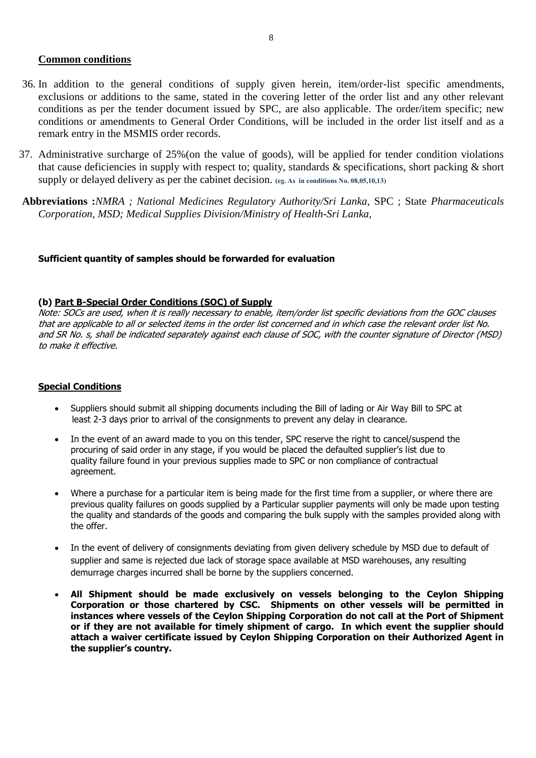## Common conditions

36. In addition to the general conditions of supply given herein, item/order-list specific amendments, exclusions or additions to the same, stated in the covering letter of the order list and any other relevant conditions as per the tender document issued by SPC, are also applicable. The order/item specific; new conditions or amendments to General Order Conditions, will be included in the order list itself and as a remark entry in the MSMIS order records.

37. Administrative surcharge of 25%(on the value of goods), will be applied for tender condition violations that cause deficiencies in supply with respect to; quality, standards & specifications, short packing & short supply or delayed delivery as per the cabinet decision. **(eg. As in conditions No. 08,05,10,13)**

**Abbreviations :***NMRA ; National Medicines Regulatory Authority/Sri Lanka*, SPC ; State *Pharmaceuticals Corporation, MSD; Medical Supplies Division/Ministry of Health-Sri Lanka,*

**Sufficient quantity of samples should be forwarded for evaluation**

### (b) Part B-Special Order Conditions (SOC) of Supply

*Note: SOCs are used, when it is really necessary to enable, item/order list specific deviations from the GOC clauses that are applicable to all or selected items in the order list concerned and in which case the relevant order list No. and SR No. s, shall be indicated separately against each clause of SOC, with the counter signature of Director (MSD) to make it effective.*

### Special Conditions

- Suppliers should submit all shipping documents including the Bill of lading or Air Way Bill to SPC at least 2-3 days prior to arrival of the consignments to prevent any delay in clearance.
- In the event of an award made to you on this tender, SPC reserve the right to cancel/suspend the procuring of said order in any stage, if you would be placed the defaulted supplier's list due to quality failure found in your previous supplies made to SPC or non compliance of contractual agreement.
- Where a purchase for a particular item is being made for the first time from a supplier, or where there are previous quality failures on goods supplied by a Particular supplier payments will only be made upon testing the quality and standards of the goods and comparing the bulk supply with the samples provided along with the offer.
- In the event of delivery of consignments deviating from given delivery schedule by MSD due to default of supplier and same is rejected due lack of storage space available at MSD warehouses, any resulting demurrage charges incurred shall be borne by the suppliers concerned.
- **All Shipment should be made exclusively on vessels belonging to the Ceylon Shipping Corporation or those chartered by CSC. Shipments on other vessels will be permitted in instances where vessels of the Ceylon Shipping Corporation do not call at the Port of Shipment or if they are not available for timely shipment of cargo. In which event the supplier should attach a waiver certificate issued by Ceylon Shipping Corporation on their Authorized Agent in the supplier's country.**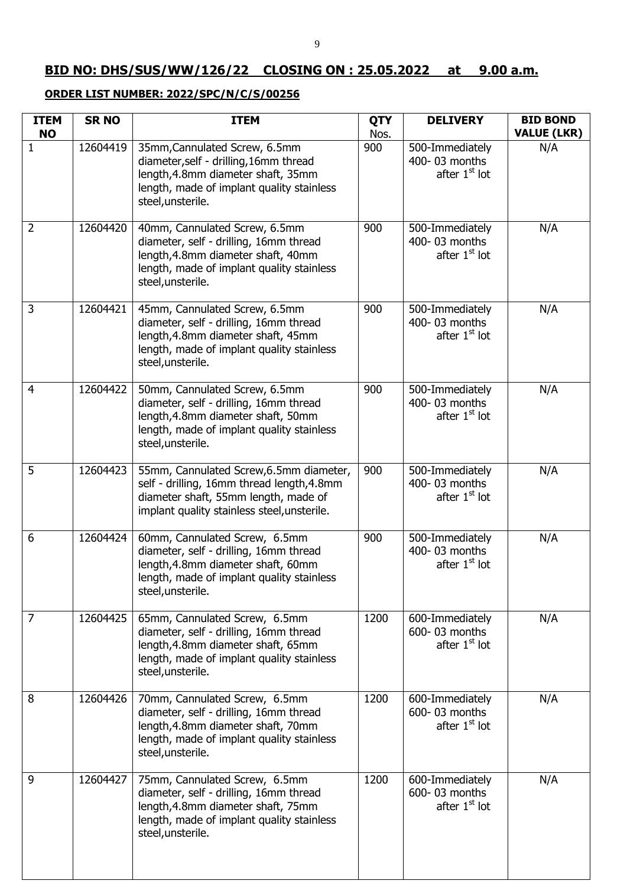## BID NO: DHS/SUS/WW/126/22 CLOSING ON : 25.05.2022 at 9.00 a.m.

**ORDER LIST NUMBER: 2022/SPC/N/C/S/00256**

| ITEM NO | SR NO | ITEM | QTY Nos. | DELIVERY | BID BOND VALUE (LKR) |
|---|---|---|---|---|---|
| 1 | 12604419 | 35mm,Cannulated Screw, 6.5mm diameter,self - drilling,16mm thread length,4.8mm diameter shaft, 35mm length, made of implant quality stainless steel,unsterile. | 900 | 500-Immediately 400- 03 months after 1st lot | N/A |
| 2 | 12604420 | 40mm, Cannulated Screw, 6.5mm diameter, self - drilling, 16mm thread length,4.8mm diameter shaft, 40mm length, made of implant quality stainless steel,unsterile. | 900 | 500-Immediately 400- 03 months after 1st lot | N/A |
| 3 | 12604421 | 45mm, Cannulated Screw, 6.5mm diameter, self - drilling, 16mm thread length,4.8mm diameter shaft, 45mm length, made of implant quality stainless steel,unsterile. | 900 | 500-Immediately 400- 03 months after 1st lot | N/A |
| 4 | 12604422 | 50mm, Cannulated Screw, 6.5mm diameter, self - drilling, 16mm thread length,4.8mm diameter shaft, 50mm length, made of implant quality stainless steel,unsterile. | 900 | 500-Immediately 400- 03 months after 1st lot | N/A |
| 5 | 12604423 | 55mm, Cannulated Screw,6.5mm diameter, self - drilling, 16mm thread length,4.8mm diameter shaft, 55mm length, made of implant quality stainless steel,unsterile. | 900 | 500-Immediately 400- 03 months after 1st lot | N/A |
| 6 | 12604424 | 60mm, Cannulated Screw, 6.5mm diameter, self - drilling, 16mm thread length,4.8mm diameter shaft, 60mm length, made of implant quality stainless steel,unsterile. | 900 | 500-Immediately 400- 03 months after 1st lot | N/A |
| 7 | 12604425 | 65mm, Cannulated Screw, 6.5mm diameter, self - drilling, 16mm thread length,4.8mm diameter shaft, 65mm length, made of implant quality stainless steel,unsterile. | 1200 | 600-Immediately 600- 03 months after 1st lot | N/A |
| 8 | 12604426 | 70mm, Cannulated Screw, 6.5mm diameter, self - drilling, 16mm thread length,4.8mm diameter shaft, 70mm length, made of implant quality stainless steel,unsterile. | 1200 | 600-Immediately 600- 03 months after 1st lot | N/A |
| 9 | 12604427 | 75mm, Cannulated Screw, 6.5mm diameter, self - drilling, 16mm thread length,4.8mm diameter shaft, 75mm length, made of implant quality stainless steel,unsterile. | 1200 | 600-Immediately 600- 03 months after 1st lot | N/A |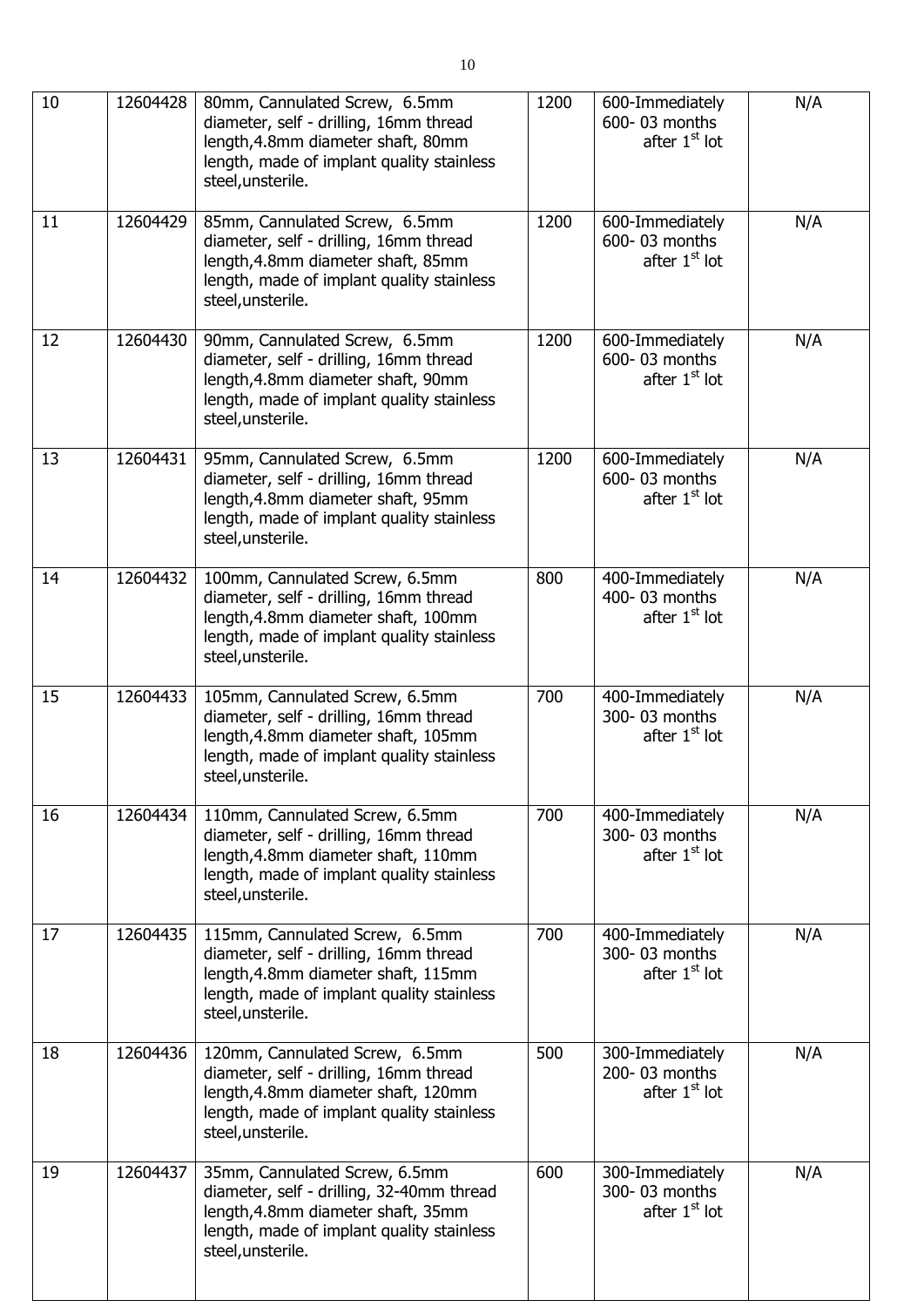| 10 | 12604428 | 80mm, Cannulated Screw, 6.5mm diameter, self - drilling, 16mm thread length,4.8mm diameter shaft, 80mm length, made of implant quality stainless steel,unsterile. | 1200 | 600-Immediately 600- 03 months after 1st lot | N/A |
|---|---|---|---|---|---|
| 11 | 12604429 | 85mm, Cannulated Screw, 6.5mm diameter, self - drilling, 16mm thread length,4.8mm diameter shaft, 85mm length, made of implant quality stainless steel,unsterile. | 1200 | 600-Immediately 600- 03 months after 1st lot | N/A |
| 12 | 12604430 | 90mm, Cannulated Screw, 6.5mm diameter, self - drilling, 16mm thread length,4.8mm diameter shaft, 90mm length, made of implant quality stainless steel,unsterile. | 1200 | 600-Immediately 600- 03 months after 1st lot | N/A |
| 13 | 12604431 | 95mm, Cannulated Screw, 6.5mm diameter, self - drilling, 16mm thread length,4.8mm diameter shaft, 95mm length, made of implant quality stainless steel,unsterile. | 1200 | 600-Immediately 600- 03 months after 1st lot | N/A |
| 14 | 12604432 | 100mm, Cannulated Screw, 6.5mm diameter, self - drilling, 16mm thread length,4.8mm diameter shaft, 100mm length, made of implant quality stainless steel,unsterile. | 800 | 400-Immediately 400- 03 months after 1st lot | N/A |
| 15 | 12604433 | 105mm, Cannulated Screw, 6.5mm diameter, self - drilling, 16mm thread length,4.8mm diameter shaft, 105mm length, made of implant quality stainless steel,unsterile. | 700 | 400-Immediately 300- 03 months after 1st lot | N/A |
| 16 | 12604434 | 110mm, Cannulated Screw, 6.5mm diameter, self - drilling, 16mm thread length,4.8mm diameter shaft, 110mm length, made of implant quality stainless steel,unsterile. | 700 | 400-Immediately 300- 03 months after 1st lot | N/A |
| 17 | 12604435 | 115mm, Cannulated Screw, 6.5mm diameter, self - drilling, 16mm thread length,4.8mm diameter shaft, 115mm length, made of implant quality stainless steel,unsterile. | 700 | 400-Immediately 300- 03 months after 1st lot | N/A |
| 18 | 12604436 | 120mm, Cannulated Screw, 6.5mm diameter, self - drilling, 16mm thread length,4.8mm diameter shaft, 120mm length, made of implant quality stainless steel,unsterile. | 500 | 300-Immediately 200- 03 months after 1st lot | N/A |
| 19 | 12604437 | 35mm, Cannulated Screw, 6.5mm diameter, self - drilling, 32-40mm thread length,4.8mm diameter shaft, 35mm length, made of implant quality stainless steel,unsterile. | 600 | 300-Immediately 300- 03 months after 1st lot | N/A |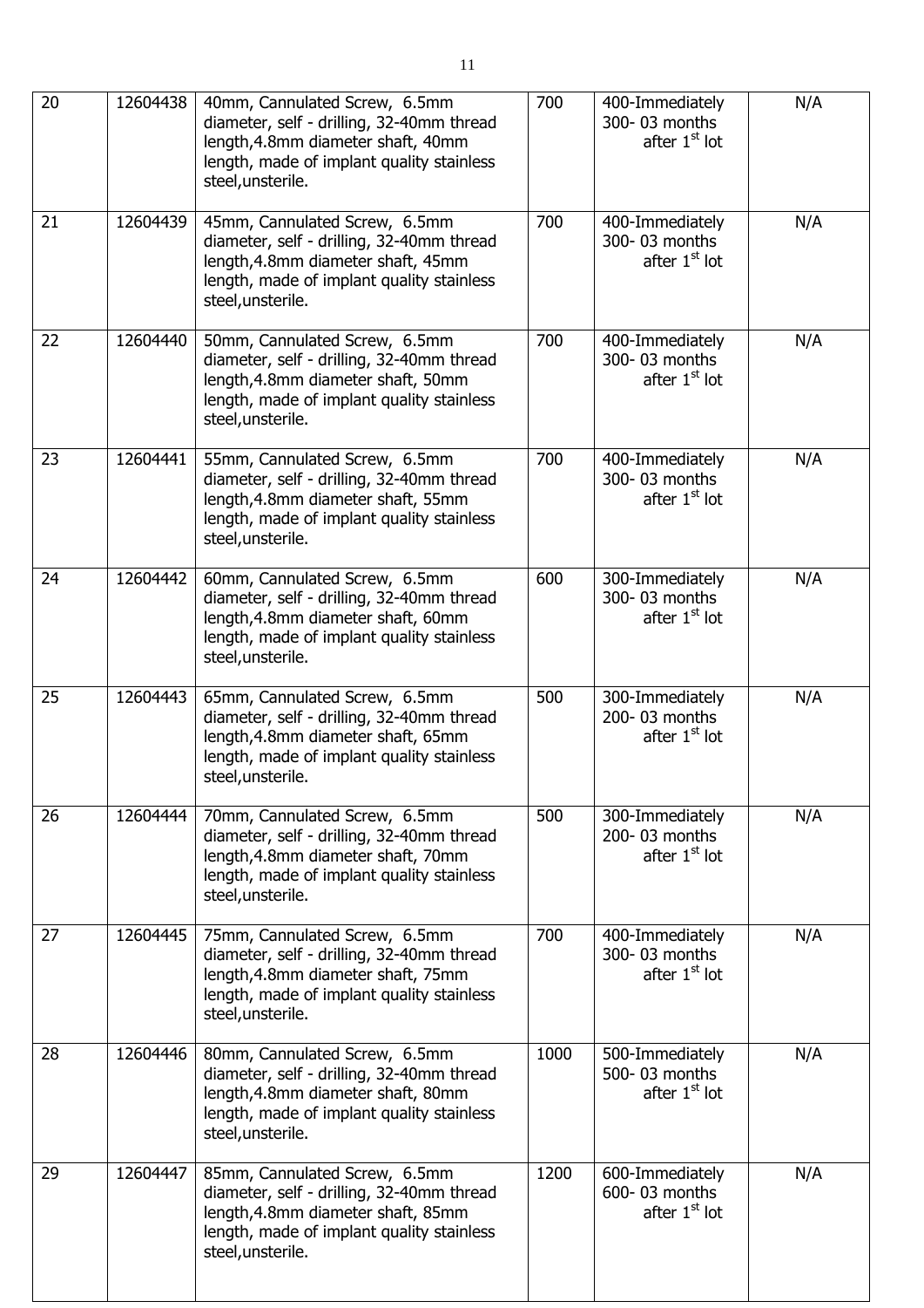| 20 | 12604438 | 40mm, Cannulated Screw, 6.5mm diameter, self - drilling, 32-40mm thread length,4.8mm diameter shaft, 40mm length, made of implant quality stainless steel,unsterile. | 700 | 400-Immediately 300- 03 months after 1st lot | N/A |
|---|---|---|---|---|---|
| 21 | 12604439 | 45mm, Cannulated Screw, 6.5mm diameter, self - drilling, 32-40mm thread length,4.8mm diameter shaft, 45mm length, made of implant quality stainless steel,unsterile. | 700 | 400-Immediately 300- 03 months after 1st lot | N/A |
| 22 | 12604440 | 50mm, Cannulated Screw, 6.5mm diameter, self - drilling, 32-40mm thread length,4.8mm diameter shaft, 50mm length, made of implant quality stainless steel,unsterile. | 700 | 400-Immediately 300- 03 months after 1st lot | N/A |
| 23 | 12604441 | 55mm, Cannulated Screw, 6.5mm diameter, self - drilling, 32-40mm thread length,4.8mm diameter shaft, 55mm length, made of implant quality stainless steel,unsterile. | 700 | 400-Immediately 300- 03 months after 1st lot | N/A |
| 24 | 12604442 | 60mm, Cannulated Screw, 6.5mm diameter, self - drilling, 32-40mm thread length,4.8mm diameter shaft, 60mm length, made of implant quality stainless steel,unsterile. | 600 | 300-Immediately 300- 03 months after 1st lot | N/A |
| 25 | 12604443 | 65mm, Cannulated Screw, 6.5mm diameter, self - drilling, 32-40mm thread length,4.8mm diameter shaft, 65mm length, made of implant quality stainless steel,unsterile. | 500 | 300-Immediately 200- 03 months after 1st lot | N/A |
| 26 | 12604444 | 70mm, Cannulated Screw, 6.5mm diameter, self - drilling, 32-40mm thread length,4.8mm diameter shaft, 70mm length, made of implant quality stainless steel,unsterile. | 500 | 300-Immediately 200- 03 months after 1st lot | N/A |
| 27 | 12604445 | 75mm, Cannulated Screw, 6.5mm diameter, self - drilling, 32-40mm thread length,4.8mm diameter shaft, 75mm length, made of implant quality stainless steel,unsterile. | 700 | 400-Immediately 300- 03 months after 1st lot | N/A |
| 28 | 12604446 | 80mm, Cannulated Screw, 6.5mm diameter, self - drilling, 32-40mm thread length,4.8mm diameter shaft, 80mm length, made of implant quality stainless steel,unsterile. | 1000 | 500-Immediately 500- 03 months after 1st lot | N/A |
| 29 | 12604447 | 85mm, Cannulated Screw, 6.5mm diameter, self - drilling, 32-40mm thread length,4.8mm diameter shaft, 85mm length, made of implant quality stainless steel,unsterile. | 1200 | 600-Immediately 600- 03 months after 1st lot | N/A |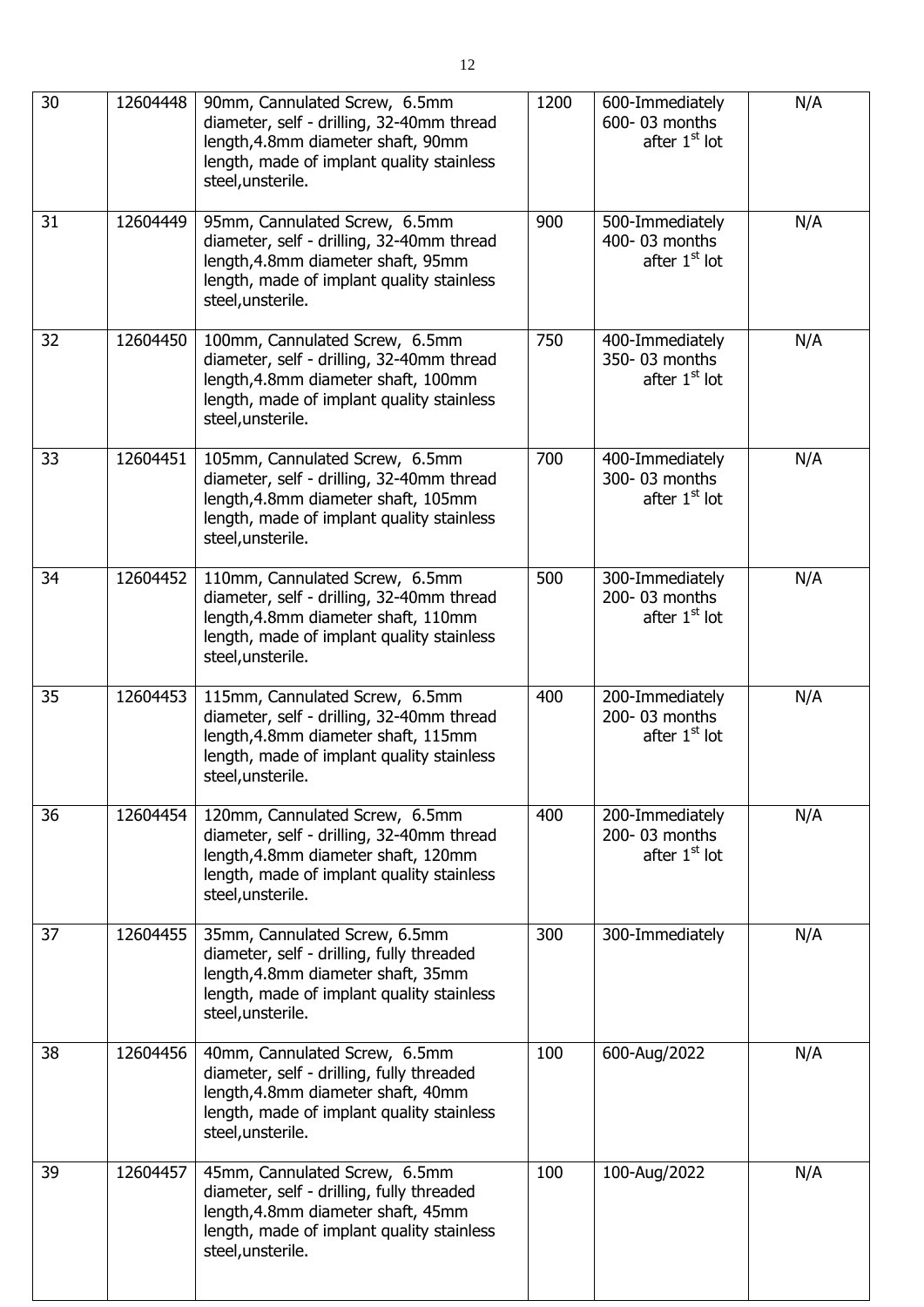| 30 | 12604448 | 90mm, Cannulated Screw, 6.5mm diameter, self - drilling, 32-40mm thread length,4.8mm diameter shaft, 90mm length, made of implant quality stainless steel,unsterile. | 1200 | 600-Immediately 600- 03 months after 1st lot | N/A |
|---|---|---|---|---|---|
| 31 | 12604449 | 95mm, Cannulated Screw, 6.5mm diameter, self - drilling, 32-40mm thread length,4.8mm diameter shaft, 95mm length, made of implant quality stainless steel,unsterile. | 900 | 500-Immediately 400- 03 months after 1st lot | N/A |
| 32 | 12604450 | 100mm, Cannulated Screw, 6.5mm diameter, self - drilling, 32-40mm thread length,4.8mm diameter shaft, 100mm length, made of implant quality stainless steel,unsterile. | 750 | 400-Immediately 350- 03 months after 1st lot | N/A |
| 33 | 12604451 | 105mm, Cannulated Screw, 6.5mm diameter, self - drilling, 32-40mm thread length,4.8mm diameter shaft, 105mm length, made of implant quality stainless steel,unsterile. | 700 | 400-Immediately 300- 03 months after 1st lot | N/A |
| 34 | 12604452 | 110mm, Cannulated Screw, 6.5mm diameter, self - drilling, 32-40mm thread length,4.8mm diameter shaft, 110mm length, made of implant quality stainless steel,unsterile. | 500 | 300-Immediately 200- 03 months after 1st lot | N/A |
| 35 | 12604453 | 115mm, Cannulated Screw, 6.5mm diameter, self - drilling, 32-40mm thread length,4.8mm diameter shaft, 115mm length, made of implant quality stainless steel,unsterile. | 400 | 200-Immediately 200- 03 months after 1st lot | N/A |
| 36 | 12604454 | 120mm, Cannulated Screw, 6.5mm diameter, self - drilling, 32-40mm thread length,4.8mm diameter shaft, 120mm length, made of implant quality stainless steel,unsterile. | 400 | 200-Immediately 200- 03 months after 1st lot | N/A |
| 37 | 12604455 | 35mm, Cannulated Screw, 6.5mm diameter, self - drilling, fully threaded length,4.8mm diameter shaft, 35mm length, made of implant quality stainless steel,unsterile. | 300 | 300-Immediately | N/A |
| 38 | 12604456 | 40mm, Cannulated Screw, 6.5mm diameter, self - drilling, fully threaded length,4.8mm diameter shaft, 40mm length, made of implant quality stainless steel,unsterile. | 100 | 600-Aug/2022 | N/A |
| 39 | 12604457 | 45mm, Cannulated Screw, 6.5mm diameter, self - drilling, fully threaded length,4.8mm diameter shaft, 45mm length, made of implant quality stainless steel,unsterile. | 100 | 100-Aug/2022 | N/A |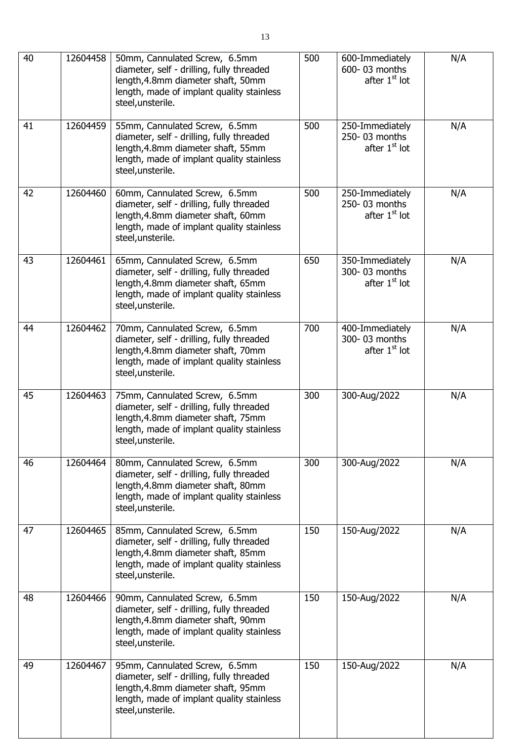| 40 | 12604458 | 50mm, Cannulated Screw, 6.5mm diameter, self - drilling, fully threaded length,4.8mm diameter shaft, 50mm length, made of implant quality stainless steel,unsterile. | 500 | 600-Immediately 600- 03 months after 1st lot | N/A |
|---|---|---|---|---|---|
| 41 | 12604459 | 55mm, Cannulated Screw, 6.5mm diameter, self - drilling, fully threaded length,4.8mm diameter shaft, 55mm length, made of implant quality stainless steel,unsterile. | 500 | 250-Immediately 250- 03 months after 1st lot | N/A |
| 42 | 12604460 | 60mm, Cannulated Screw, 6.5mm diameter, self - drilling, fully threaded length,4.8mm diameter shaft, 60mm length, made of implant quality stainless steel,unsterile. | 500 | 250-Immediately 250- 03 months after 1st lot | N/A |
| 43 | 12604461 | 65mm, Cannulated Screw, 6.5mm diameter, self - drilling, fully threaded length,4.8mm diameter shaft, 65mm length, made of implant quality stainless steel,unsterile. | 650 | 350-Immediately 300- 03 months after 1st lot | N/A |
| 44 | 12604462 | 70mm, Cannulated Screw, 6.5mm diameter, self - drilling, fully threaded length,4.8mm diameter shaft, 70mm length, made of implant quality stainless steel,unsterile. | 700 | 400-Immediately 300- 03 months after 1st lot | N/A |
| 45 | 12604463 | 75mm, Cannulated Screw, 6.5mm diameter, self - drilling, fully threaded length,4.8mm diameter shaft, 75mm length, made of implant quality stainless steel,unsterile. | 300 | 300-Aug/2022 | N/A |
| 46 | 12604464 | 80mm, Cannulated Screw, 6.5mm diameter, self - drilling, fully threaded length,4.8mm diameter shaft, 80mm length, made of implant quality stainless steel,unsterile. | 300 | 300-Aug/2022 | N/A |
| 47 | 12604465 | 85mm, Cannulated Screw, 6.5mm diameter, self - drilling, fully threaded length,4.8mm diameter shaft, 85mm length, made of implant quality stainless steel,unsterile. | 150 | 150-Aug/2022 | N/A |
| 48 | 12604466 | 90mm, Cannulated Screw, 6.5mm diameter, self - drilling, fully threaded length,4.8mm diameter shaft, 90mm length, made of implant quality stainless steel,unsterile. | 150 | 150-Aug/2022 | N/A |
| 49 | 12604467 | 95mm, Cannulated Screw, 6.5mm diameter, self - drilling, fully threaded length,4.8mm diameter shaft, 95mm length, made of implant quality stainless steel,unsterile. | 150 | 150-Aug/2022 | N/A |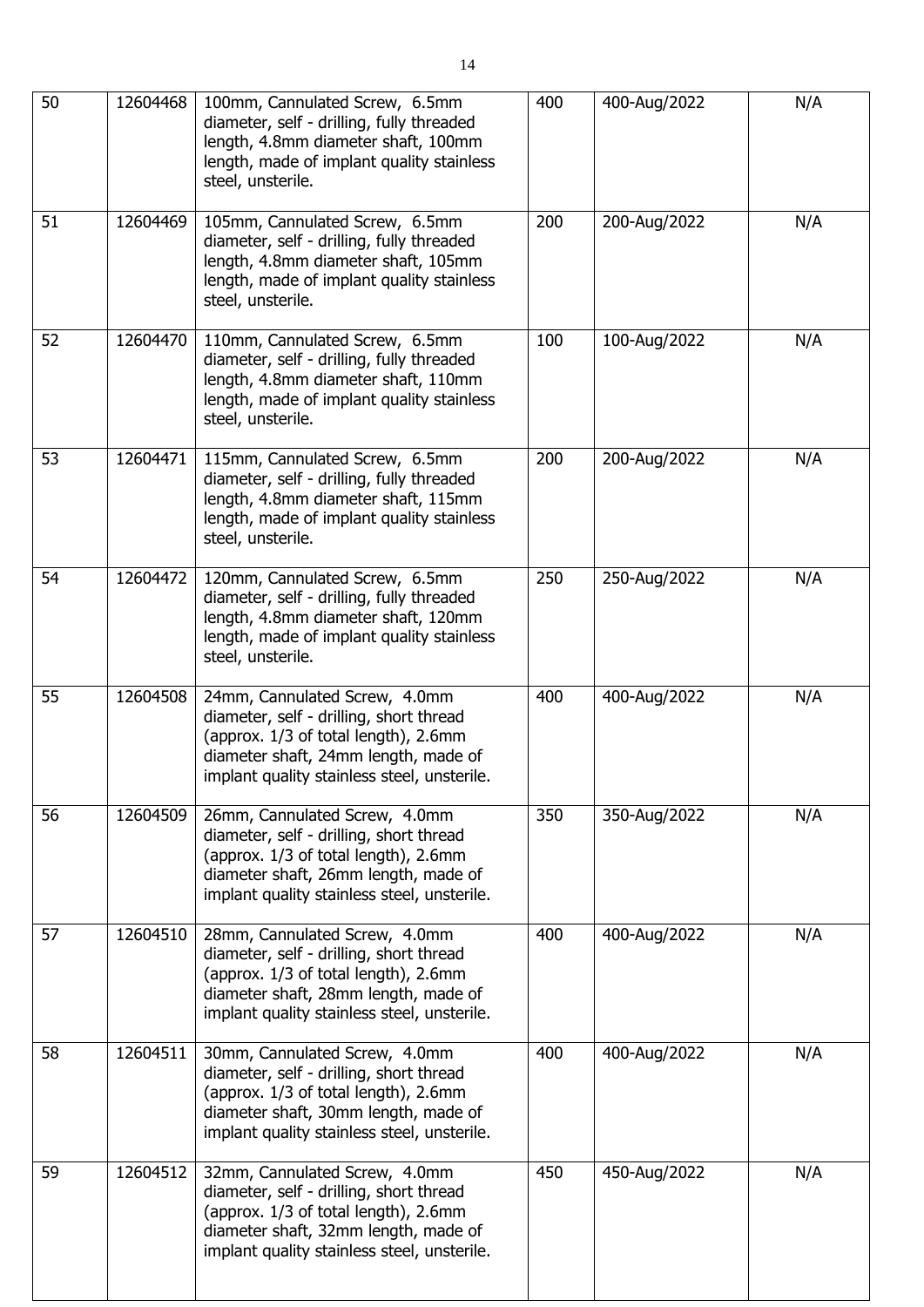| 50 | 12604468 | 100mm, Cannulated Screw, 6.5mm diameter, self - drilling, fully threaded length, 4.8mm diameter shaft, 100mm length, made of implant quality stainless steel, unsterile. | 400 | 400-Aug/2022 | N/A |
|---|---|---|---|---|---|
| 51 | 12604469 | 105mm, Cannulated Screw, 6.5mm diameter, self - drilling, fully threaded length, 4.8mm diameter shaft, 105mm length, made of implant quality stainless steel, unsterile. | 200 | 200-Aug/2022 | N/A |
| 52 | 12604470 | 110mm, Cannulated Screw, 6.5mm diameter, self - drilling, fully threaded length, 4.8mm diameter shaft, 110mm length, made of implant quality stainless steel, unsterile. | 100 | 100-Aug/2022 | N/A |
| 53 | 12604471 | 115mm, Cannulated Screw, 6.5mm diameter, self - drilling, fully threaded length, 4.8mm diameter shaft, 115mm length, made of implant quality stainless steel, unsterile. | 200 | 200-Aug/2022 | N/A |
| 54 | 12604472 | 120mm, Cannulated Screw, 6.5mm diameter, self - drilling, fully threaded length, 4.8mm diameter shaft, 120mm length, made of implant quality stainless steel, unsterile. | 250 | 250-Aug/2022 | N/A |
| 55 | 12604508 | 24mm, Cannulated Screw, 4.0mm diameter, self - drilling, short thread (approx. 1/3 of total length), 2.6mm diameter shaft, 24mm length, made of implant quality stainless steel, unsterile. | 400 | 400-Aug/2022 | N/A |
| 56 | 12604509 | 26mm, Cannulated Screw, 4.0mm diameter, self - drilling, short thread (approx. 1/3 of total length), 2.6mm diameter shaft, 26mm length, made of implant quality stainless steel, unsterile. | 350 | 350-Aug/2022 | N/A |
| 57 | 12604510 | 28mm, Cannulated Screw, 4.0mm diameter, self - drilling, short thread (approx. 1/3 of total length), 2.6mm diameter shaft, 28mm length, made of implant quality stainless steel, unsterile. | 400 | 400-Aug/2022 | N/A |
| 58 | 12604511 | 30mm, Cannulated Screw, 4.0mm diameter, self - drilling, short thread (approx. 1/3 of total length), 2.6mm diameter shaft, 30mm length, made of implant quality stainless steel, unsterile. | 400 | 400-Aug/2022 | N/A |
| 59 | 12604512 | 32mm, Cannulated Screw, 4.0mm diameter, self - drilling, short thread (approx. 1/3 of total length), 2.6mm diameter shaft, 32mm length, made of implant quality stainless steel, unsterile. | 450 | 450-Aug/2022 | N/A |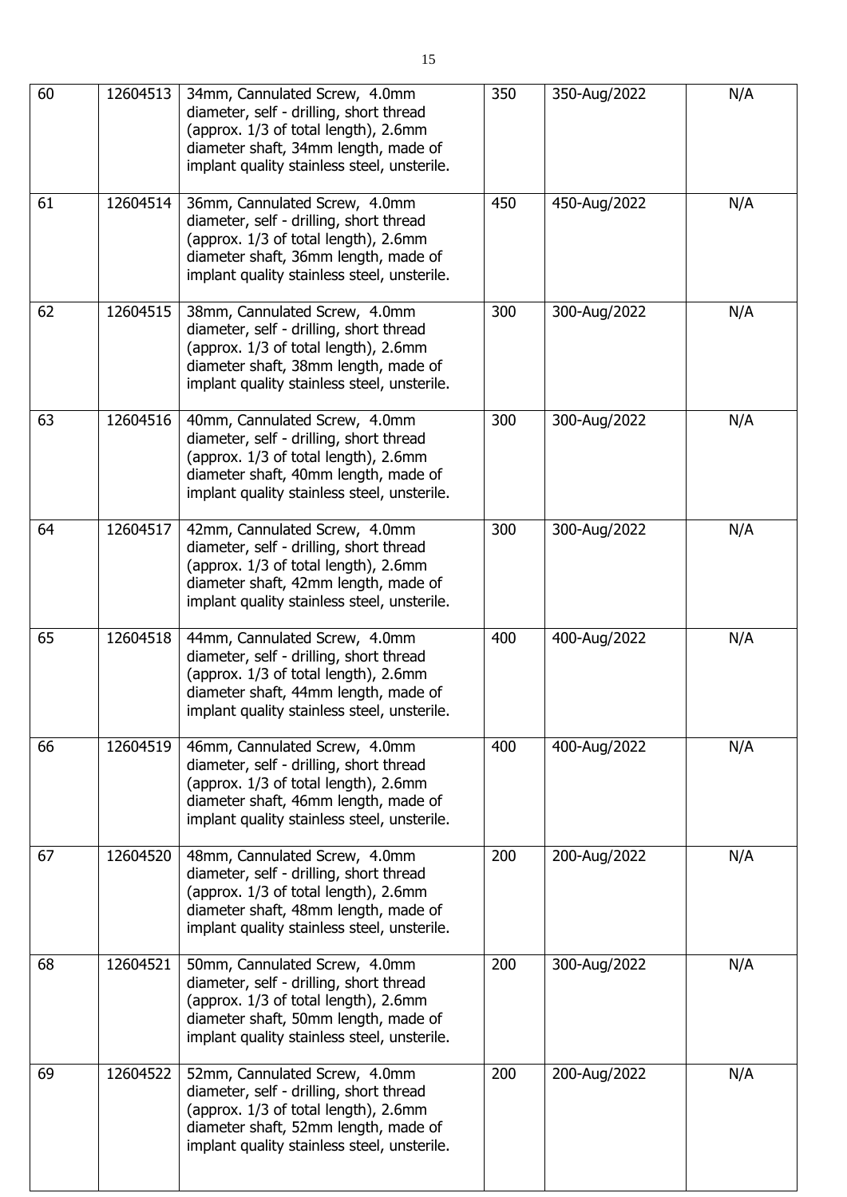| 60 | 12604513 | 34mm, Cannulated Screw, 4.0mm diameter, self - drilling, short thread (approx. 1/3 of total length), 2.6mm diameter shaft, 34mm length, made of implant quality stainless steel, unsterile. | 350 | 350-Aug/2022 | N/A |
|---|---|---|---|---|---|
| 61 | 12604514 | 36mm, Cannulated Screw, 4.0mm diameter, self - drilling, short thread (approx. 1/3 of total length), 2.6mm diameter shaft, 36mm length, made of implant quality stainless steel, unsterile. | 450 | 450-Aug/2022 | N/A |
| 62 | 12604515 | 38mm, Cannulated Screw, 4.0mm diameter, self - drilling, short thread (approx. 1/3 of total length), 2.6mm diameter shaft, 38mm length, made of implant quality stainless steel, unsterile. | 300 | 300-Aug/2022 | N/A |
| 63 | 12604516 | 40mm, Cannulated Screw, 4.0mm diameter, self - drilling, short thread (approx. 1/3 of total length), 2.6mm diameter shaft, 40mm length, made of implant quality stainless steel, unsterile. | 300 | 300-Aug/2022 | N/A |
| 64 | 12604517 | 42mm, Cannulated Screw, 4.0mm diameter, self - drilling, short thread (approx. 1/3 of total length), 2.6mm diameter shaft, 42mm length, made of implant quality stainless steel, unsterile. | 300 | 300-Aug/2022 | N/A |
| 65 | 12604518 | 44mm, Cannulated Screw, 4.0mm diameter, self - drilling, short thread (approx. 1/3 of total length), 2.6mm diameter shaft, 44mm length, made of implant quality stainless steel, unsterile. | 400 | 400-Aug/2022 | N/A |
| 66 | 12604519 | 46mm, Cannulated Screw, 4.0mm diameter, self - drilling, short thread (approx. 1/3 of total length), 2.6mm diameter shaft, 46mm length, made of implant quality stainless steel, unsterile. | 400 | 400-Aug/2022 | N/A |
| 67 | 12604520 | 48mm, Cannulated Screw, 4.0mm diameter, self - drilling, short thread (approx. 1/3 of total length), 2.6mm diameter shaft, 48mm length, made of implant quality stainless steel, unsterile. | 200 | 200-Aug/2022 | N/A |
| 68 | 12604521 | 50mm, Cannulated Screw, 4.0mm diameter, self - drilling, short thread (approx. 1/3 of total length), 2.6mm diameter shaft, 50mm length, made of implant quality stainless steel, unsterile. | 200 | 300-Aug/2022 | N/A |
| 69 | 12604522 | 52mm, Cannulated Screw, 4.0mm diameter, self - drilling, short thread (approx. 1/3 of total length), 2.6mm diameter shaft, 52mm length, made of implant quality stainless steel, unsterile. | 200 | 200-Aug/2022 | N/A |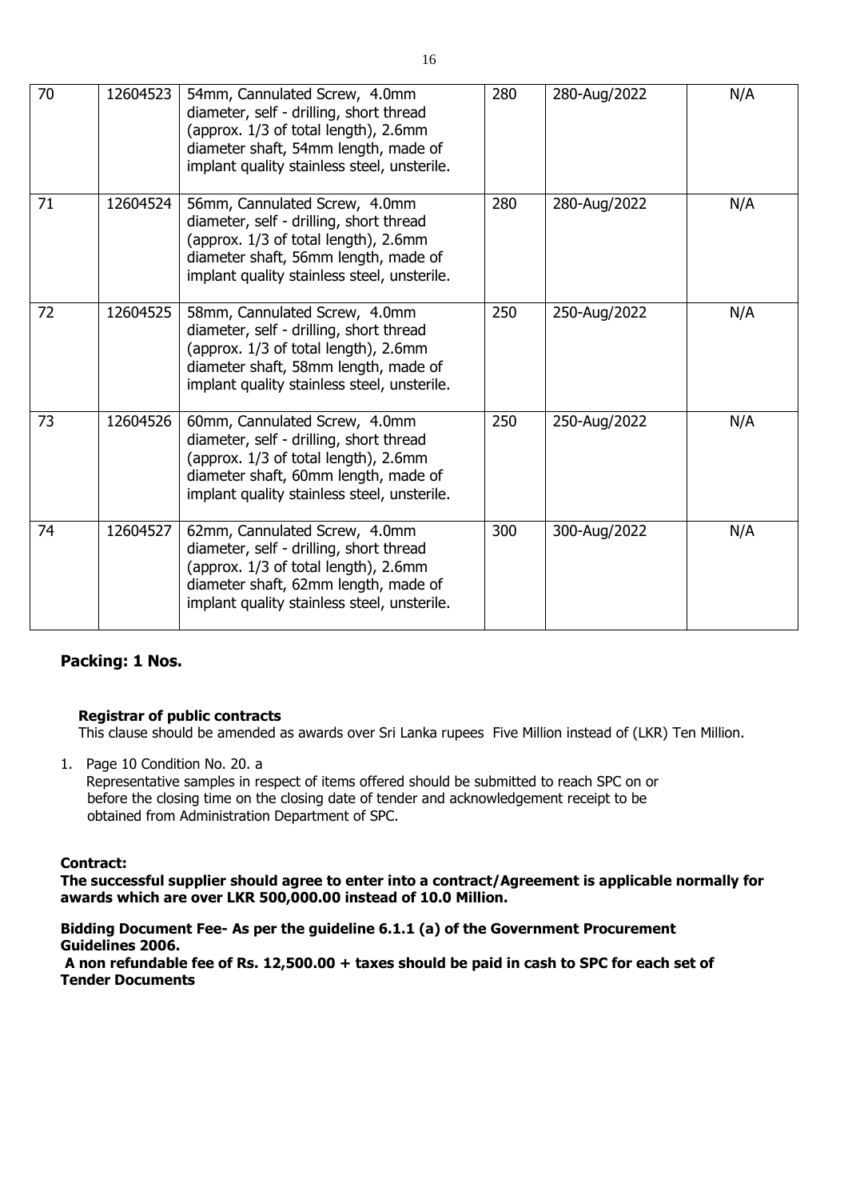| 70 | 12604523 | 54mm, Cannulated Screw, 4.0mm diameter, self - drilling, short thread (approx. 1/3 of total length), 2.6mm diameter shaft, 54mm length, made of implant quality stainless steel, unsterile. | 280 | 280-Aug/2022 | N/A |
|---|---|---|---|---|---|
| 71 | 12604524 | 56mm, Cannulated Screw, 4.0mm diameter, self - drilling, short thread (approx. 1/3 of total length), 2.6mm diameter shaft, 56mm length, made of implant quality stainless steel, unsterile. | 280 | 280-Aug/2022 | N/A |
| 72 | 12604525 | 58mm, Cannulated Screw, 4.0mm diameter, self - drilling, short thread (approx. 1/3 of total length), 2.6mm diameter shaft, 58mm length, made of implant quality stainless steel, unsterile. | 250 | 250-Aug/2022 | N/A |
| 73 | 12604526 | 60mm, Cannulated Screw, 4.0mm diameter, self - drilling, short thread (approx. 1/3 of total length), 2.6mm diameter shaft, 60mm length, made of implant quality stainless steel, unsterile. | 250 | 250-Aug/2022 | N/A |
| 74 | 12604527 | 62mm, Cannulated Screw, 4.0mm diameter, self - drilling, short thread (approx. 1/3 of total length), 2.6mm diameter shaft, 62mm length, made of implant quality stainless steel, unsterile. | 300 | 300-Aug/2022 | N/A |

## Packing: 1 Nos.

**Registrar of public contracts**

This clause should be amended as awards over Sri Lanka rupees Five Million instead of (LKR) Ten Million.

1. Page 10 Condition No. 20. a
   Representative samples in respect of items offered should be submitted to reach SPC on or before the closing time on the closing date of tender and acknowledgement receipt to be obtained from Administration Department of SPC.

**Contract:**

**The successful supplier should agree to enter into a contract/Agreement is applicable normally for awards which are over LKR 500,000.00 instead of 10.0 Million.**

**Bidding Document Fee- As per the guideline 6.1.1 (a) of the Government Procurement Guidelines 2006.**

**A non refundable fee of Rs. 12,500.00 + taxes should be paid in cash to SPC for each set of Tender Documents**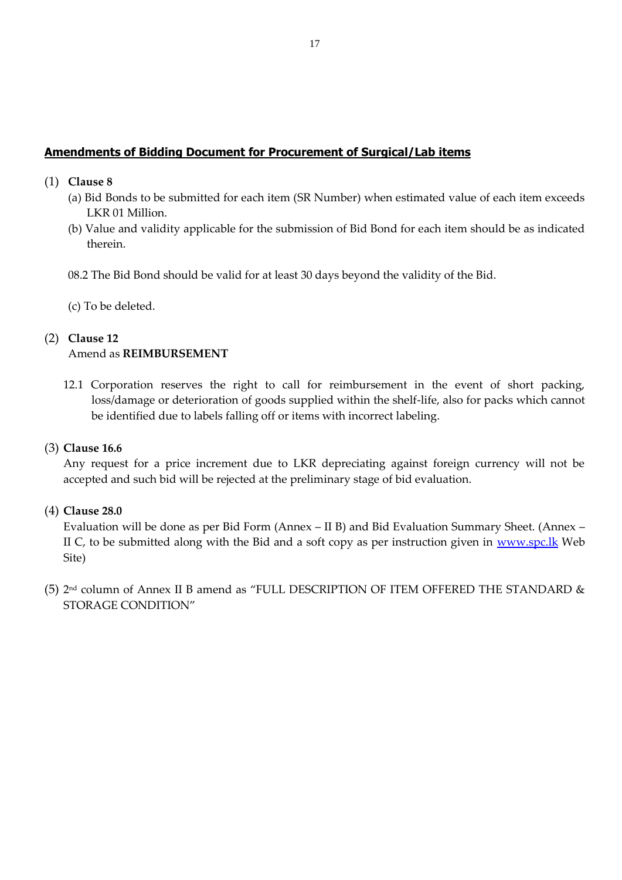## **Amendments of Bidding Document for Procurement of Surgical/Lab items**

(1) **Clause 8**

(a) Bid Bonds to be submitted for each item (SR Number) when estimated value of each item exceeds LKR 01 Million.

(b) Value and validity applicable for the submission of Bid Bond for each item should be as indicated therein.

08.2 The Bid Bond should be valid for at least 30 days beyond the validity of the Bid.

(c) To be deleted.

(2) **Clause 12**
Amend as **REIMBURSEMENT**

12.1 Corporation reserves the right to call for reimbursement in the event of short packing, loss/damage or deterioration of goods supplied within the shelf-life, also for packs which cannot be identified due to labels falling off or items with incorrect labeling.

(3) **Clause 16.6**
Any request for a price increment due to LKR depreciating against foreign currency will not be accepted and such bid will be rejected at the preliminary stage of bid evaluation.

(4) **Clause 28.0**
Evaluation will be done as per Bid Form (Annex – II B) and Bid Evaluation Summary Sheet. (Annex – II C, to be submitted along with the Bid and a soft copy as per instruction given in www.spc.lk Web Site)

(5) 2nd column of Annex II B amend as "FULL DESCRIPTION OF ITEM OFFERED THE STANDARD & STORAGE CONDITION"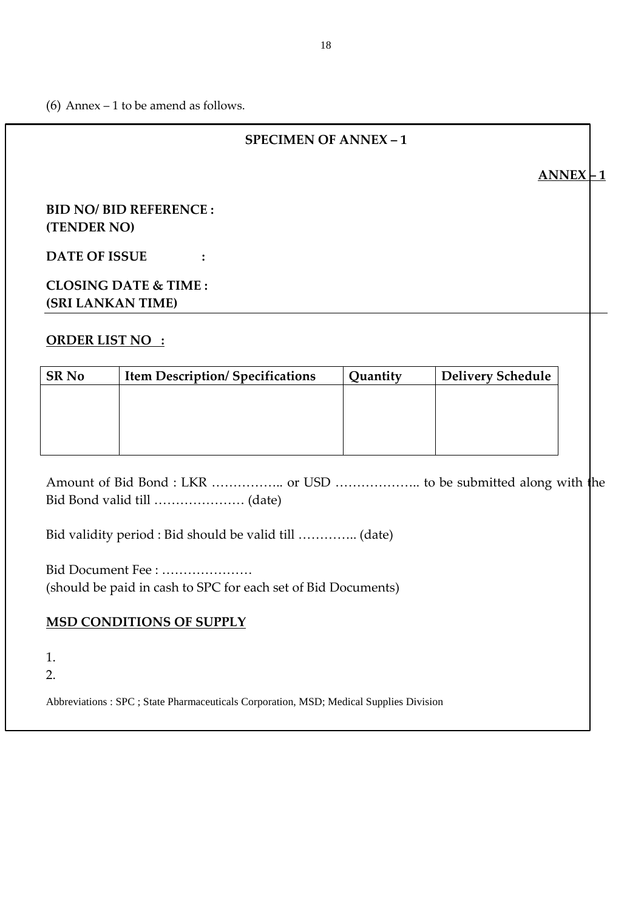(6) Annex – 1 to be amend as follows.

**SPECIMEN OF ANNEX – 1**

**ANNEX – 1**

**BID NO/ BID REFERENCE :**
**(TENDER NO)**

**DATE OF ISSUE :**

**CLOSING DATE & TIME :**
**(SRI LANKAN TIME)**

**ORDER LIST NO :**

| SR No | Item Description/ Specifications | Quantity | Delivery Schedule |
|---|---|---|---|
| | | | |

Amount of Bid Bond : LKR …………….. or USD ……………….. to be submitted along with the Bid Bond valid till ………………… (date)

Bid validity period : Bid should be valid till ………….. (date)

Bid Document Fee : …………………
(should be paid in cash to SPC for each set of Bid Documents)

**MSD CONDITIONS OF SUPPLY**

1.
2.

Abbreviations : SPC ; State Pharmaceuticals Corporation, MSD; Medical Supplies Division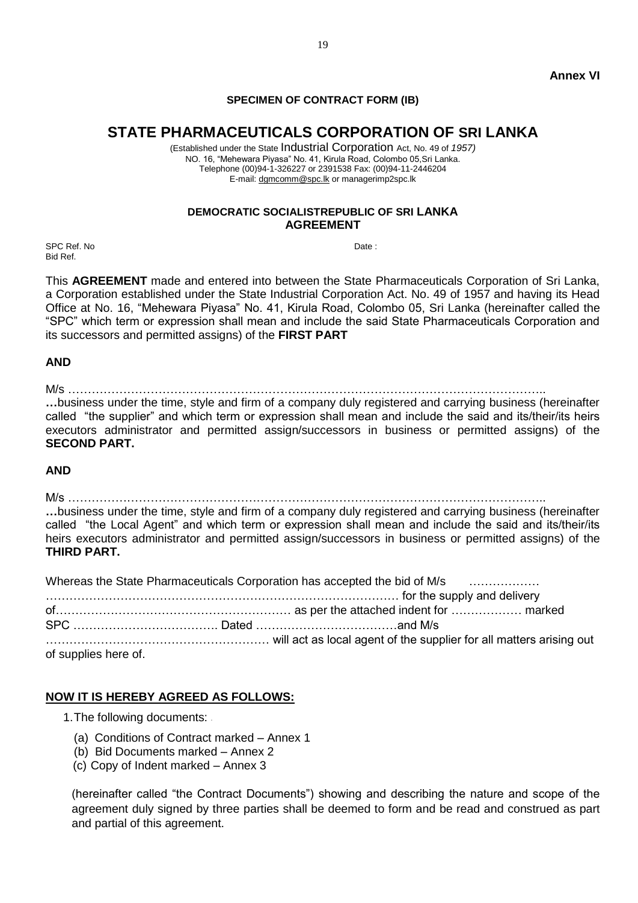**Annex VI**

**SPECIMEN OF CONTRACT FORM (IB)**

# STATE PHARMACEUTICALS CORPORATION OF SRI LANKA

(Established under the State Industrial Corporation Act, No. 49 of *1957)*
NO. 16, "Mehewara Piyasa" No. 41, Kirula Road, Colombo 05,Sri Lanka.
Telephone (00)94-1-326227 or 2391538 Fax: (00)94-11-2446204
E-mail: dgmcomm@spc.lk or managerimp2spc.lk

**DEMOCRATIC SOCIALISTREPUBLIC OF SRI LANKA**
**AGREEMENT**

SPC Ref. No Date :
Bid Ref.

This **AGREEMENT** made and entered into between the State Pharmaceuticals Corporation of Sri Lanka, a Corporation established under the State Industrial Corporation Act. No. 49 of 1957 and having its Head Office at No. 16, "Mehewara Piyasa" No. 41, Kirula Road, Colombo 05, Sri Lanka (hereinafter called the "SPC" which term or expression shall mean and include the said State Pharmaceuticals Corporation and its successors and permitted assigns) of the **FIRST PART**

**AND**

M/s ………………………………………………………………………………………………………..

**…**business under the time, style and firm of a company duly registered and carrying business (hereinafter called "the supplier" and which term or expression shall mean and include the said and its/their/its heirs executors administrator and permitted assign/successors in business or permitted assigns) of the **SECOND PART.**

**AND**

M/s ………………………………………………………………………………………………………..

**…**business under the time, style and firm of a company duly registered and carrying business (hereinafter called "the Local Agent" and which term or expression shall mean and include the said and its/their/its heirs executors administrator and permitted assign/successors in business or permitted assigns) of the **THIRD PART.**

Whereas the State Pharmaceuticals Corporation has accepted the bid of M/s ……………… ……………………………………………………………………………… for the supply and delivery of…………………………………………………… as per the attached indent for ……………… marked SPC ………………………………. Dated ………………………………and M/s ………………………………………………… will act as local agent of the supplier for all matters arising out of supplies here of.

## NOW IT IS HEREBY AGREED AS FOLLOWS:

1. The following documents: .

   (a) Conditions of Contract marked – Annex 1
   (b) Bid Documents marked – Annex 2
   (c) Copy of Indent marked – Annex 3

   (hereinafter called "the Contract Documents") showing and describing the nature and scope of the agreement duly signed by three parties shall be deemed to form and be read and construed as part and partial of this agreement.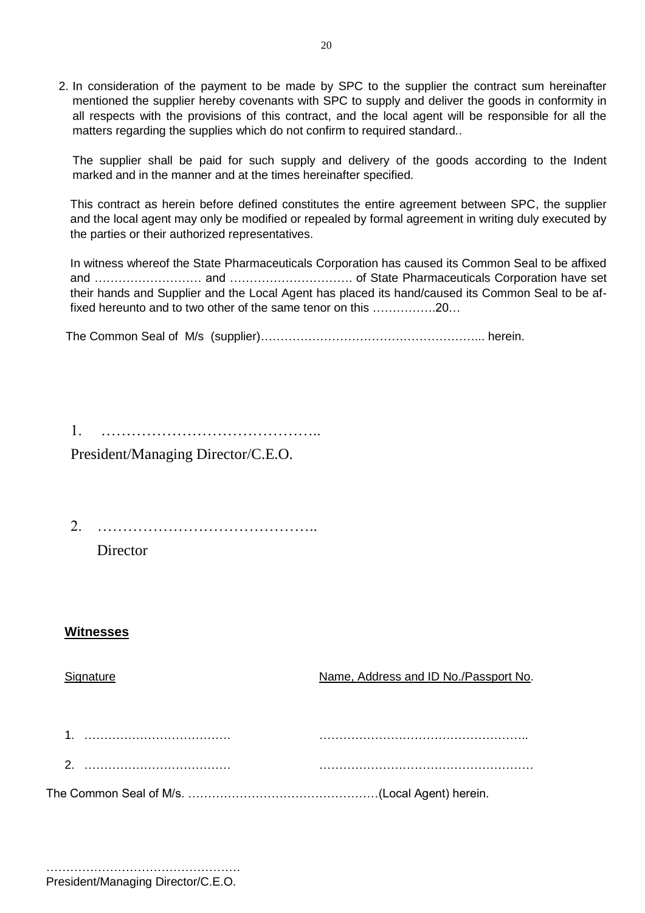2. In consideration of the payment to be made by SPC to the supplier the contract sum hereinafter mentioned the supplier hereby covenants with SPC to supply and deliver the goods in conformity in all respects with the provisions of this contract, and the local agent will be responsible for all the matters regarding the supplies which do not confirm to required standard..

   The supplier shall be paid for such supply and delivery of the goods according to the Indent marked and in the manner and at the times hereinafter specified.

   This contract as herein before defined constitutes the entire agreement between SPC, the supplier and the local agent may only be modified or repealed by formal agreement in writing duly executed by the parties or their authorized representatives.

   In witness whereof the State Pharmaceuticals Corporation has caused its Common Seal to be affixed and ……………………… and ………………………… of State Pharmaceuticals Corporation have set their hands and Supplier and the Local Agent has placed its hand/caused its Common Seal to be af-fixed hereunto and to two other of the same tenor on this …………….20…

The Common Seal of M/s (supplier)……………………………………………... herein.

1. ……………………………………..
   President/Managing Director/C.E.O.

2. ……………………………………..
   Director

**Witnesses**

| Signature | Name, Address and ID No./Passport No. |
|---|---|
| 1. ……………………………… | ……………………………………………. |
| 2. ……………………………… | ……………………………………………. |

The Common Seal of M/s. …………………………………………(Local Agent) herein.

…………………………………………
President/Managing Director/C.E.O.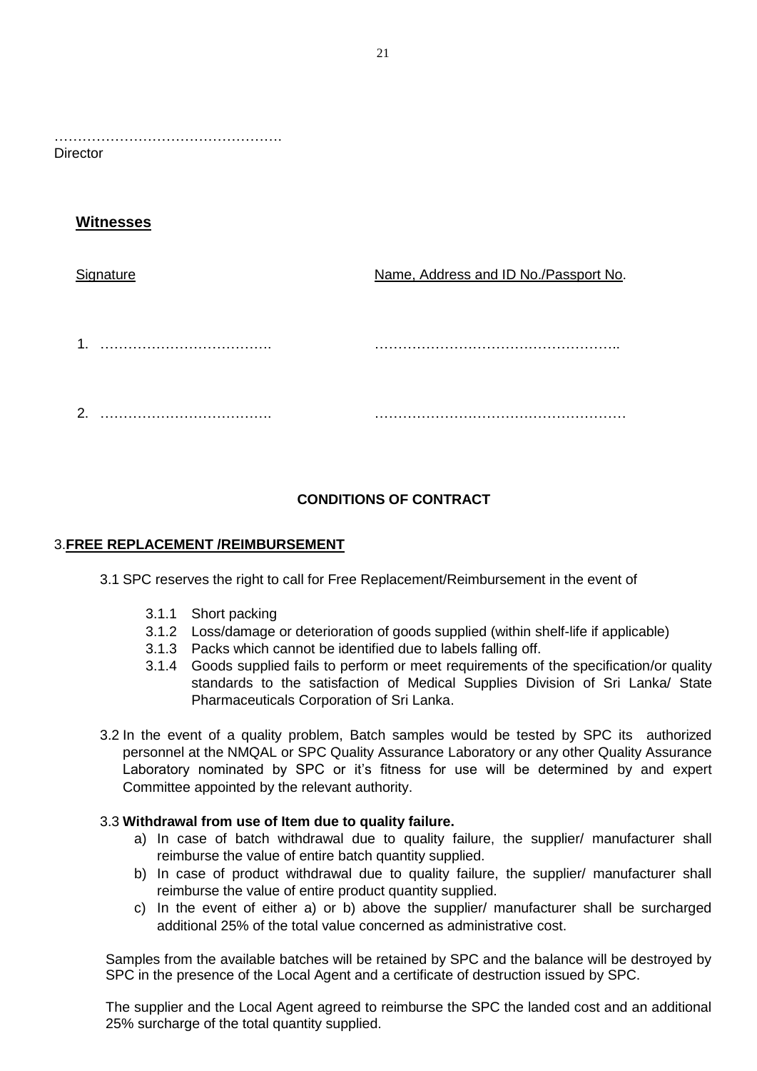………………………………………….
Director

**Witnesses**

| Signature | Name, Address and ID No./Passport No. |
|---|---|
| 1. ………………………………. | …………………………………………….. |
| 2. ………………………………. | ……………………………………………… |

**CONDITIONS OF CONTRACT**

3.**FREE REPLACEMENT /REIMBURSEMENT**

3.1 SPC reserves the right to call for Free Replacement/Reimbursement in the event of

- 3.1.1 Short packing
- 3.1.2 Loss/damage or deterioration of goods supplied (within shelf-life if applicable)
- 3.1.3 Packs which cannot be identified due to labels falling off.
- 3.1.4 Goods supplied fails to perform or meet requirements of the specification/or quality standards to the satisfaction of Medical Supplies Division of Sri Lanka/ State Pharmaceuticals Corporation of Sri Lanka.

3.2 In the event of a quality problem, Batch samples would be tested by SPC its authorized personnel at the NMQAL or SPC Quality Assurance Laboratory or any other Quality Assurance Laboratory nominated by SPC or it's fitness for use will be determined by and expert Committee appointed by the relevant authority.

3.3 **Withdrawal from use of Item due to quality failure.**

a) In case of batch withdrawal due to quality failure, the supplier/ manufacturer shall reimburse the value of entire batch quantity supplied.

b) In case of product withdrawal due to quality failure, the supplier/ manufacturer shall reimburse the value of entire product quantity supplied.

c) In the event of either a) or b) above the supplier/ manufacturer shall be surcharged additional 25% of the total value concerned as administrative cost.

Samples from the available batches will be retained by SPC and the balance will be destroyed by SPC in the presence of the Local Agent and a certificate of destruction issued by SPC.

The supplier and the Local Agent agreed to reimburse the SPC the landed cost and an additional 25% surcharge of the total quantity supplied.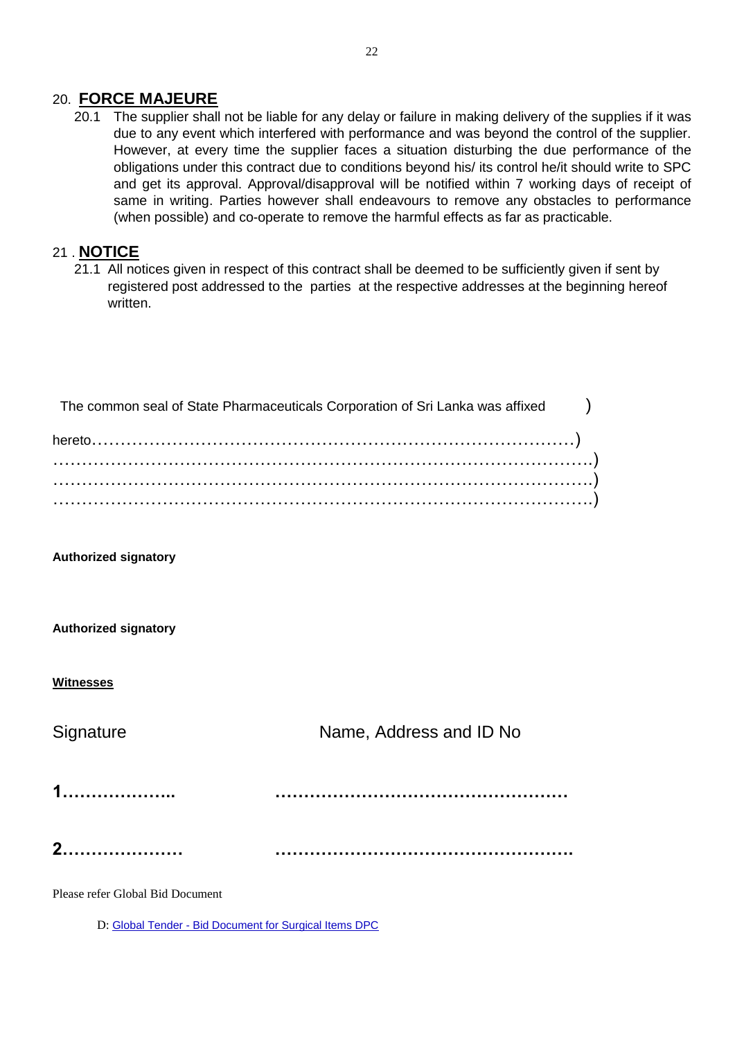## 20. FORCE MAJEURE

20.1 The supplier shall not be liable for any delay or failure in making delivery of the supplies if it was due to any event which interfered with performance and was beyond the control of the supplier. However, at every time the supplier faces a situation disturbing the due performance of the obligations under this contract due to conditions beyond his/ its control he/it should write to SPC and get its approval. Approval/disapproval will be notified within 7 working days of receipt of same in writing. Parties however shall endeavours to remove any obstacles to performance (when possible) and co-operate to remove the harmful effects as far as practicable.

## 21 . NOTICE

21.1 All notices given in respect of this contract shall be deemed to be sufficiently given if sent by registered post addressed to the parties at the respective addresses at the beginning hereof written.

The common seal of State Pharmaceuticals Corporation of Sri Lanka was affixed )

hereto…………………………………………………………………………)

……………………………………………………………………………………)

……………………………………………………………………………………)

……………………………………………………………………………………)

**Authorized signatory**

**Authorized signatory**

**Witnesses**

| Signature | Name, Address and ID No |
|---|---|
| **1………………..** | **……………………………………………** |
| **2…………………** | **…………………………………………….** |

Please refer Global Bid Document

D: Global Tender - Bid Document for Surgical Items DPC